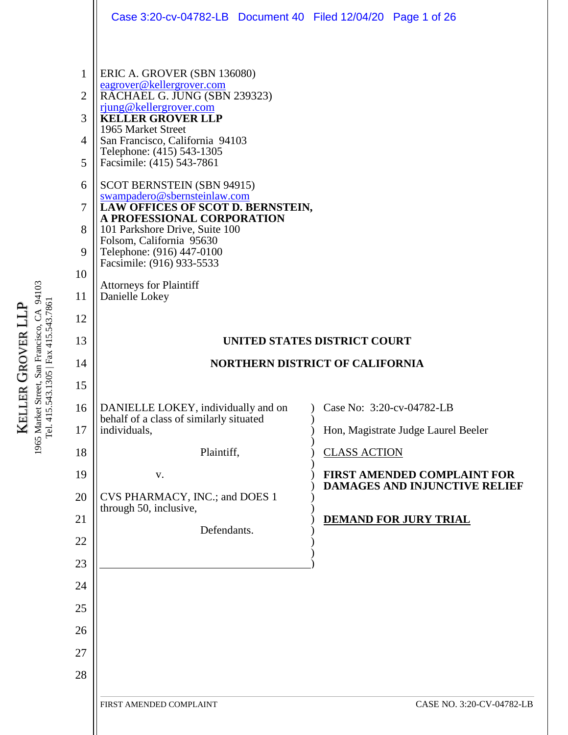ERIC A. GROVER (SBN 136080)
eagrover@kellergrover.com
RACHAEL G. JUNG (SBN 239323)
rjung@kellergrover.com
**KELLER GROVER LLP**
1965 Market Street
San Francisco, California 94103
Telephone: (415) 543-1305
Facsimile: (415) 543-7861

SCOT BERNSTEIN (SBN 94915)
swampadero@sbernsteinlaw.com
**LAW OFFICES OF SCOT D. BERNSTEIN, A PROFESSIONAL CORPORATION**
101 Parkshore Drive, Suite 100
Folsom, California 95630
Telephone: (916) 447-0100
Facsimile: (916) 933-5533

Attorneys for Plaintiff
Danielle Lokey

**UNITED STATES DISTRICT COURT**

**NORTHERN DISTRICT OF CALIFORNIA**

DANIELLE LOKEY, individually and on behalf of a class of similarly situated individuals,

Plaintiff,

v.

CVS PHARMACY, INC.; and DOES 1 through 50, inclusive,

Defendants.

Case No: 3:20-cv-04782-LB

Hon, Magistrate Judge Laurel Beeler

CLASS ACTION

**FIRST AMENDED COMPLAINT FOR DAMAGES AND INJUNCTIVE RELIEF**

**DEMAND FOR JURY TRIAL**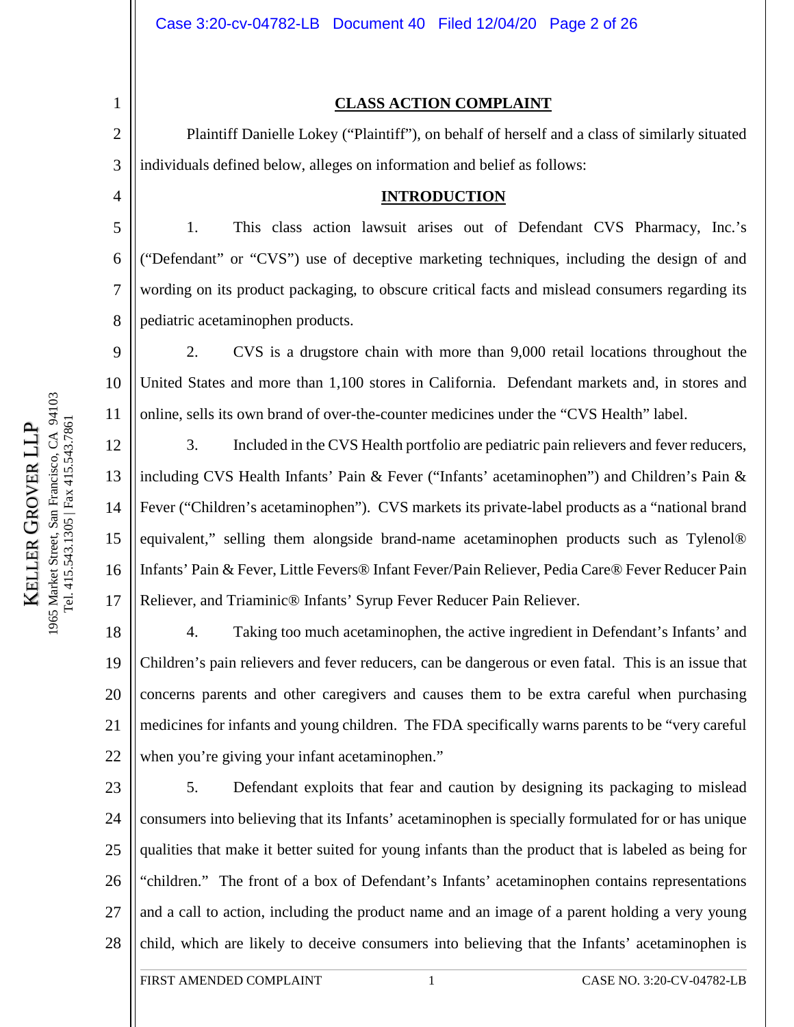## CLASS ACTION COMPLAINT

Plaintiff Danielle Lokey ("Plaintiff"), on behalf of herself and a class of similarly situated individuals defined below, alleges on information and belief as follows:

## INTRODUCTION

1. This class action lawsuit arises out of Defendant CVS Pharmacy, Inc.'s ("Defendant" or "CVS") use of deceptive marketing techniques, including the design of and wording on its product packaging, to obscure critical facts and mislead consumers regarding its pediatric acetaminophen products.

2. CVS is a drugstore chain with more than 9,000 retail locations throughout the United States and more than 1,100 stores in California. Defendant markets and, in stores and online, sells its own brand of over-the-counter medicines under the "CVS Health" label.

3. Included in the CVS Health portfolio are pediatric pain relievers and fever reducers, including CVS Health Infants' Pain & Fever ("Infants' acetaminophen") and Children's Pain & Fever ("Children's acetaminophen"). CVS markets its private-label products as a "national brand equivalent," selling them alongside brand-name acetaminophen products such as Tylenol® Infants' Pain & Fever, Little Fevers® Infant Fever/Pain Reliever, Pedia Care® Fever Reducer Pain Reliever, and Triaminic® Infants' Syrup Fever Reducer Pain Reliever.

4. Taking too much acetaminophen, the active ingredient in Defendant's Infants' and Children's pain relievers and fever reducers, can be dangerous or even fatal. This is an issue that concerns parents and other caregivers and causes them to be extra careful when purchasing medicines for infants and young children. The FDA specifically warns parents to be "very careful when you're giving your infant acetaminophen."

5. Defendant exploits that fear and caution by designing its packaging to mislead consumers into believing that its Infants' acetaminophen is specially formulated for or has unique qualities that make it better suited for young infants than the product that is labeled as being for "children." The front of a box of Defendant's Infants' acetaminophen contains representations and a call to action, including the product name and an image of a parent holding a very young child, which are likely to deceive consumers into believing that the Infants' acetaminophen is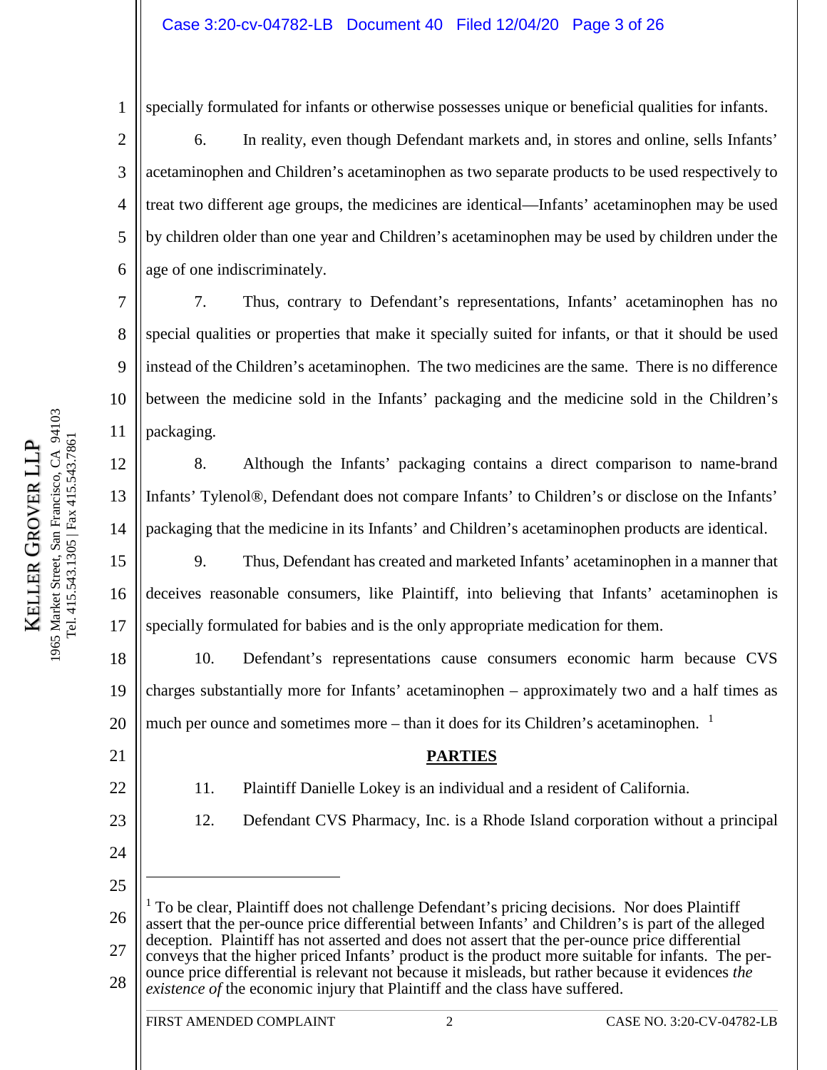specially formulated for infants or otherwise possesses unique or beneficial qualities for infants.

6. In reality, even though Defendant markets and, in stores and online, sells Infants' acetaminophen and Children's acetaminophen as two separate products to be used respectively to treat two different age groups, the medicines are identical—Infants' acetaminophen may be used by children older than one year and Children's acetaminophen may be used by children under the age of one indiscriminately.

7. Thus, contrary to Defendant's representations, Infants' acetaminophen has no special qualities or properties that make it specially suited for infants, or that it should be used instead of the Children's acetaminophen. The two medicines are the same. There is no difference between the medicine sold in the Infants' packaging and the medicine sold in the Children's packaging.

8. Although the Infants' packaging contains a direct comparison to name-brand Infants' Tylenol®, Defendant does not compare Infants' to Children's or disclose on the Infants' packaging that the medicine in its Infants' and Children's acetaminophen products are identical.

9. Thus, Defendant has created and marketed Infants' acetaminophen in a manner that deceives reasonable consumers, like Plaintiff, into believing that Infants' acetaminophen is specially formulated for babies and is the only appropriate medication for them.

10. Defendant's representations cause consumers economic harm because CVS charges substantially more for Infants' acetaminophen – approximately two and a half times as much per ounce and sometimes more – than it does for its Children's acetaminophen. [1]

## PARTIES

11. Plaintiff Danielle Lokey is an individual and a resident of California.

12. Defendant CVS Pharmacy, Inc. is a Rhode Island corporation without a principal

---

[1] To be clear, Plaintiff does not challenge Defendant's pricing decisions. Nor does Plaintiff assert that the per-ounce price differential between Infants' and Children's is part of the alleged deception. Plaintiff has not asserted and does not assert that the per-ounce price differential conveys that the higher priced Infants' product is the product more suitable for infants. The per-ounce price differential is relevant not because it misleads, but rather because it evidences *the existence of* the economic injury that Plaintiff and the class have suffered.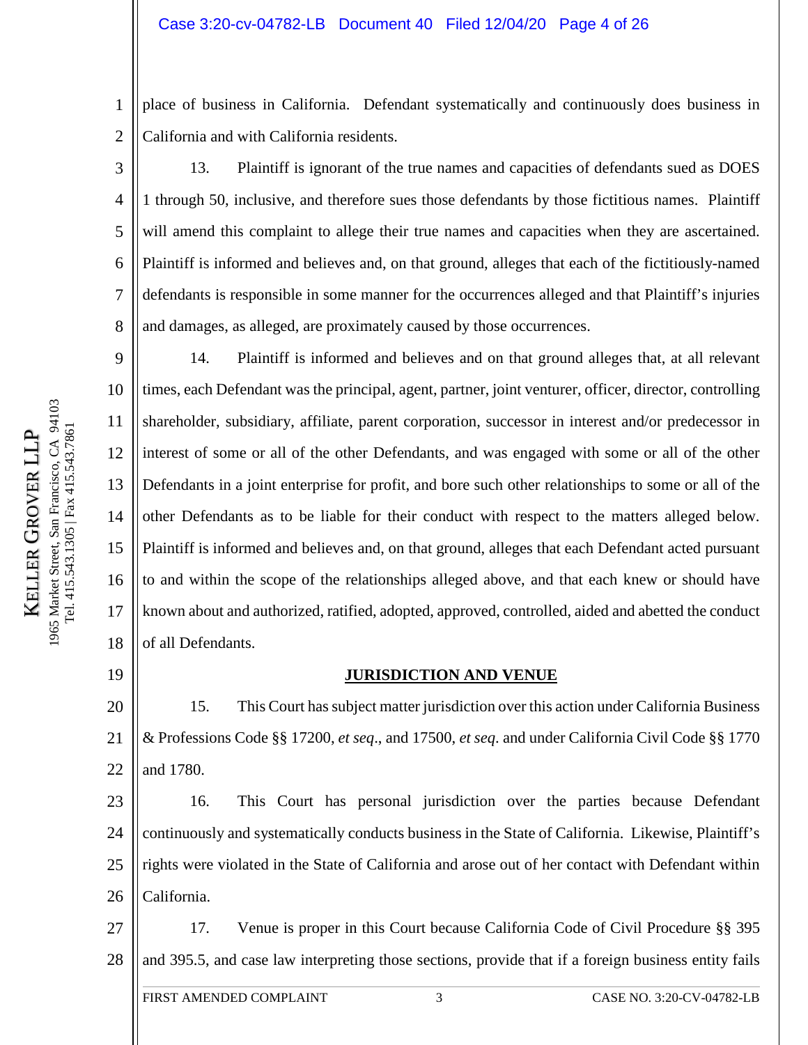place of business in California. Defendant systematically and continuously does business in California and with California residents.

13. Plaintiff is ignorant of the true names and capacities of defendants sued as DOES 1 through 50, inclusive, and therefore sues those defendants by those fictitious names. Plaintiff will amend this complaint to allege their true names and capacities when they are ascertained. Plaintiff is informed and believes and, on that ground, alleges that each of the fictitiously-named defendants is responsible in some manner for the occurrences alleged and that Plaintiff's injuries and damages, as alleged, are proximately caused by those occurrences.

14. Plaintiff is informed and believes and on that ground alleges that, at all relevant times, each Defendant was the principal, agent, partner, joint venturer, officer, director, controlling shareholder, subsidiary, affiliate, parent corporation, successor in interest and/or predecessor in interest of some or all of the other Defendants, and was engaged with some or all of the other Defendants in a joint enterprise for profit, and bore such other relationships to some or all of the other Defendants as to be liable for their conduct with respect to the matters alleged below. Plaintiff is informed and believes and, on that ground, alleges that each Defendant acted pursuant to and within the scope of the relationships alleged above, and that each knew or should have known about and authorized, ratified, adopted, approved, controlled, aided and abetted the conduct of all Defendants.

## JURISDICTION AND VENUE

15. This Court has subject matter jurisdiction over this action under California Business & Professions Code §§ 17200, *et seq*., and 17500, *et seq*. and under California Civil Code §§ 1770 and 1780.

16. This Court has personal jurisdiction over the parties because Defendant continuously and systematically conducts business in the State of California. Likewise, Plaintiff's rights were violated in the State of California and arose out of her contact with Defendant within California.

17. Venue is proper in this Court because California Code of Civil Procedure §§ 395 and 395.5, and case law interpreting those sections, provide that if a foreign business entity fails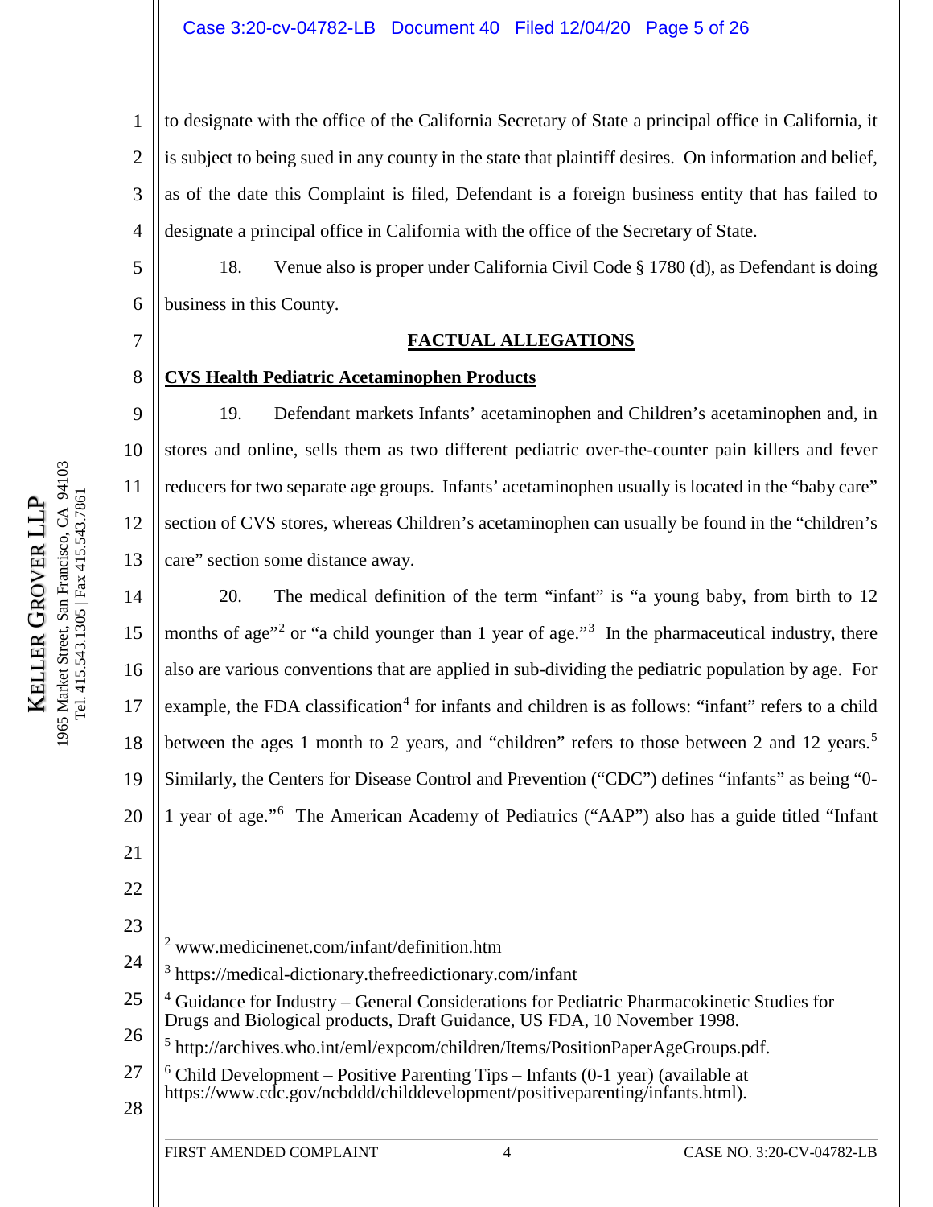to designate with the office of the California Secretary of State a principal office in California, it is subject to being sued in any county in the state that plaintiff desires. On information and belief, as of the date this Complaint is filed, Defendant is a foreign business entity that has failed to designate a principal office in California with the office of the Secretary of State.

18. Venue also is proper under California Civil Code § 1780 (d), as Defendant is doing business in this County.

## FACTUAL ALLEGATIONS

### CVS Health Pediatric Acetaminophen Products

19. Defendant markets Infants' acetaminophen and Children's acetaminophen and, in stores and online, sells them as two different pediatric over-the-counter pain killers and fever reducers for two separate age groups. Infants' acetaminophen usually is located in the "baby care" section of CVS stores, whereas Children's acetaminophen can usually be found in the "children's care" section some distance away.

20. The medical definition of the term "infant" is "a young baby, from birth to 12 months of age"[2] or "a child younger than 1 year of age."[3] In the pharmaceutical industry, there also are various conventions that are applied in sub-dividing the pediatric population by age. For example, the FDA classification[4] for infants and children is as follows: "infant" refers to a child between the ages 1 month to 2 years, and "children" refers to those between 2 and 12 years.[5] Similarly, the Centers for Disease Control and Prevention ("CDC") defines "infants" as being "0-1 year of age."[6] The American Academy of Pediatrics ("AAP") also has a guide titled "Infant

---

[2] www.medicinenet.com/infant/definition.htm

[3] https://medical-dictionary.thefreedictionary.com/infant

[4] Guidance for Industry – General Considerations for Pediatric Pharmacokinetic Studies for Drugs and Biological products, Draft Guidance, US FDA, 10 November 1998.

[5] http://archives.who.int/eml/expcom/children/Items/PositionPaperAgeGroups.pdf.

[6] Child Development – Positive Parenting Tips – Infants (0-1 year) (available at https://www.cdc.gov/ncbddd/childdevelopment/positiveparenting/infants.html).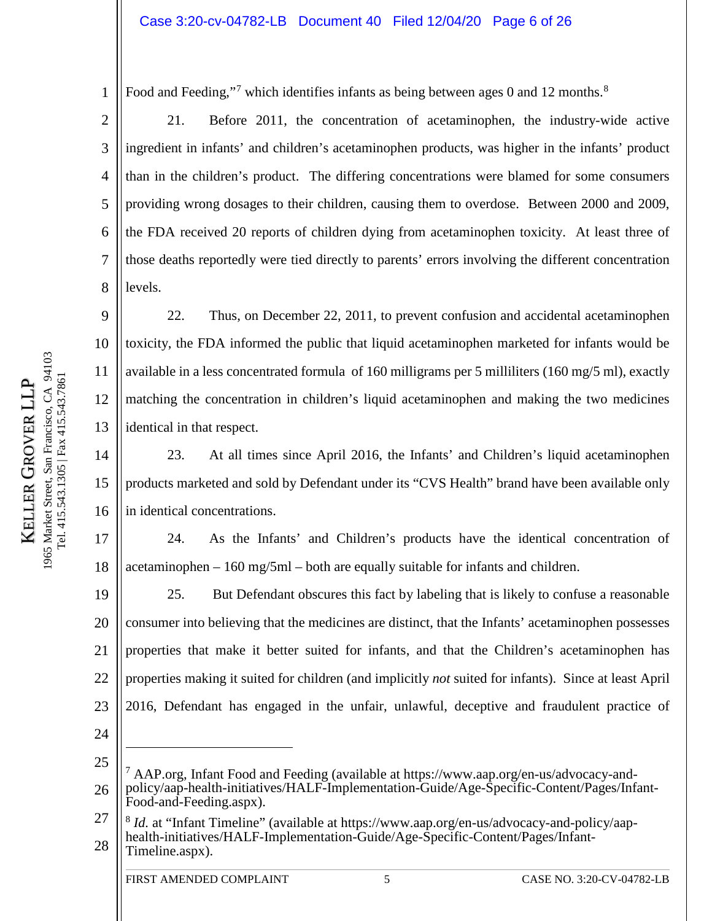Food and Feeding,"[7] which identifies infants as being between ages 0 and 12 months.[8]

21. Before 2011, the concentration of acetaminophen, the industry-wide active ingredient in infants' and children's acetaminophen products, was higher in the infants' product than in the children's product. The differing concentrations were blamed for some consumers providing wrong dosages to their children, causing them to overdose. Between 2000 and 2009, the FDA received 20 reports of children dying from acetaminophen toxicity. At least three of those deaths reportedly were tied directly to parents' errors involving the different concentration levels.

22. Thus, on December 22, 2011, to prevent confusion and accidental acetaminophen toxicity, the FDA informed the public that liquid acetaminophen marketed for infants would be available in a less concentrated formula of 160 milligrams per 5 milliliters (160 mg/5 ml), exactly matching the concentration in children's liquid acetaminophen and making the two medicines identical in that respect.

23. At all times since April 2016, the Infants' and Children's liquid acetaminophen products marketed and sold by Defendant under its "CVS Health" brand have been available only in identical concentrations.

24. As the Infants' and Children's products have the identical concentration of acetaminophen – 160 mg/5ml – both are equally suitable for infants and children.

25. But Defendant obscures this fact by labeling that is likely to confuse a reasonable consumer into believing that the medicines are distinct, that the Infants' acetaminophen possesses properties that make it better suited for infants, and that the Children's acetaminophen has properties making it suited for children (and implicitly *not* suited for infants). Since at least April 2016, Defendant has engaged in the unfair, unlawful, deceptive and fraudulent practice of

---

[7] AAP.org, Infant Food and Feeding (available at https://www.aap.org/en-us/advocacy-and-policy/aap-health-initiatives/HALF-Implementation-Guide/Age-Specific-Content/Pages/Infant-Food-and-Feeding.aspx).

[8] *Id.* at "Infant Timeline" (available at https://www.aap.org/en-us/advocacy-and-policy/aap-health-initiatives/HALF-Implementation-Guide/Age-Specific-Content/Pages/Infant-Timeline.aspx).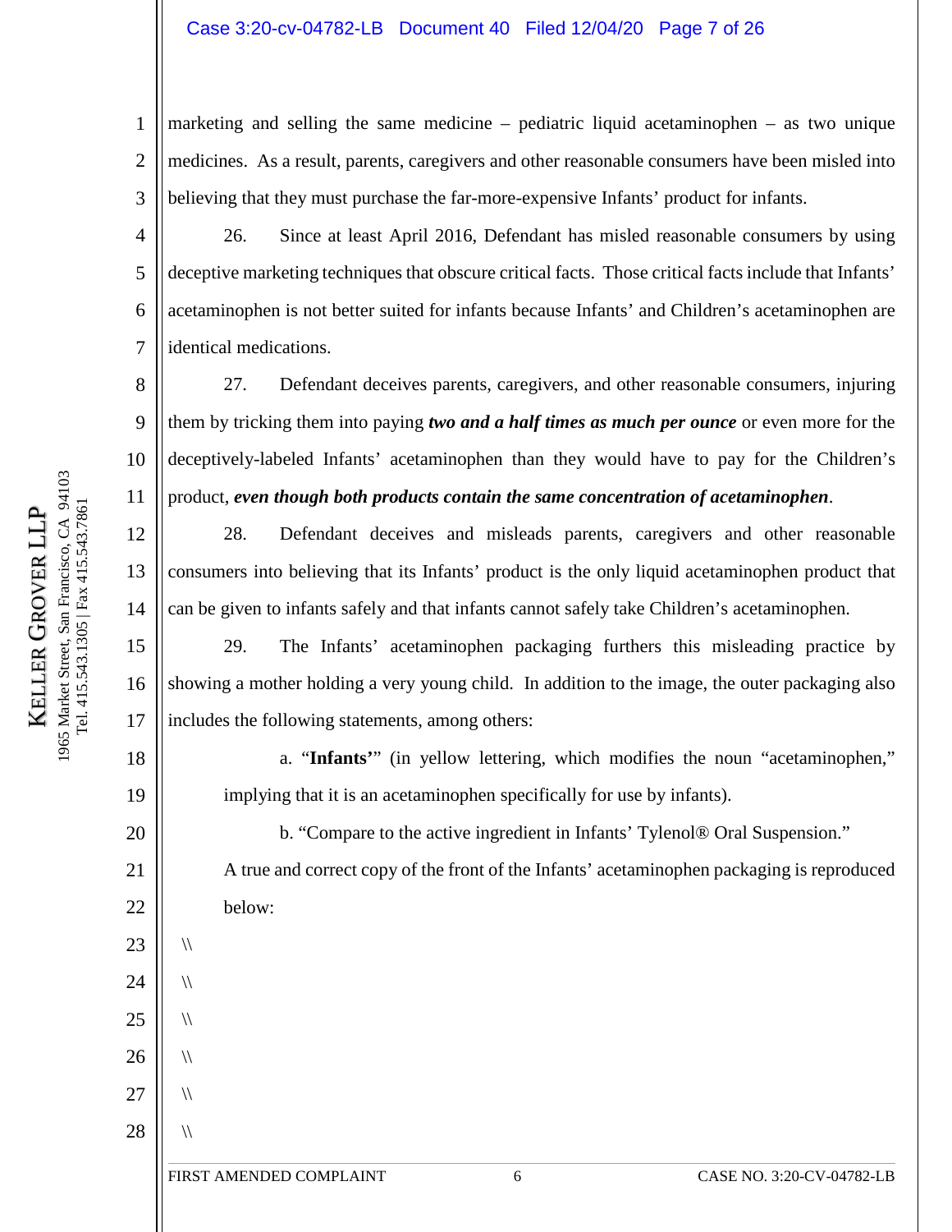marketing and selling the same medicine – pediatric liquid acetaminophen – as two unique medicines. As a result, parents, caregivers and other reasonable consumers have been misled into believing that they must purchase the far-more-expensive Infants' product for infants.

26. Since at least April 2016, Defendant has misled reasonable consumers by using deceptive marketing techniques that obscure critical facts. Those critical facts include that Infants' acetaminophen is not better suited for infants because Infants' and Children's acetaminophen are identical medications.

27. Defendant deceives parents, caregivers, and other reasonable consumers, injuring them by tricking them into paying ***two and a half times as much per ounce*** or even more for the deceptively-labeled Infants' acetaminophen than they would have to pay for the Children's product, ***even though both products contain the same concentration of acetaminophen***.

28. Defendant deceives and misleads parents, caregivers and other reasonable consumers into believing that its Infants' product is the only liquid acetaminophen product that can be given to infants safely and that infants cannot safely take Children's acetaminophen.

29. The Infants' acetaminophen packaging furthers this misleading practice by showing a mother holding a very young child. In addition to the image, the outer packaging also includes the following statements, among others:

a. "**Infants'**" (in yellow lettering, which modifies the noun "acetaminophen," implying that it is an acetaminophen specifically for use by infants).

b. "Compare to the active ingredient in Infants' Tylenol® Oral Suspension."

A true and correct copy of the front of the Infants' acetaminophen packaging is reproduced below:

\\

\\

\\

\\

\\

\\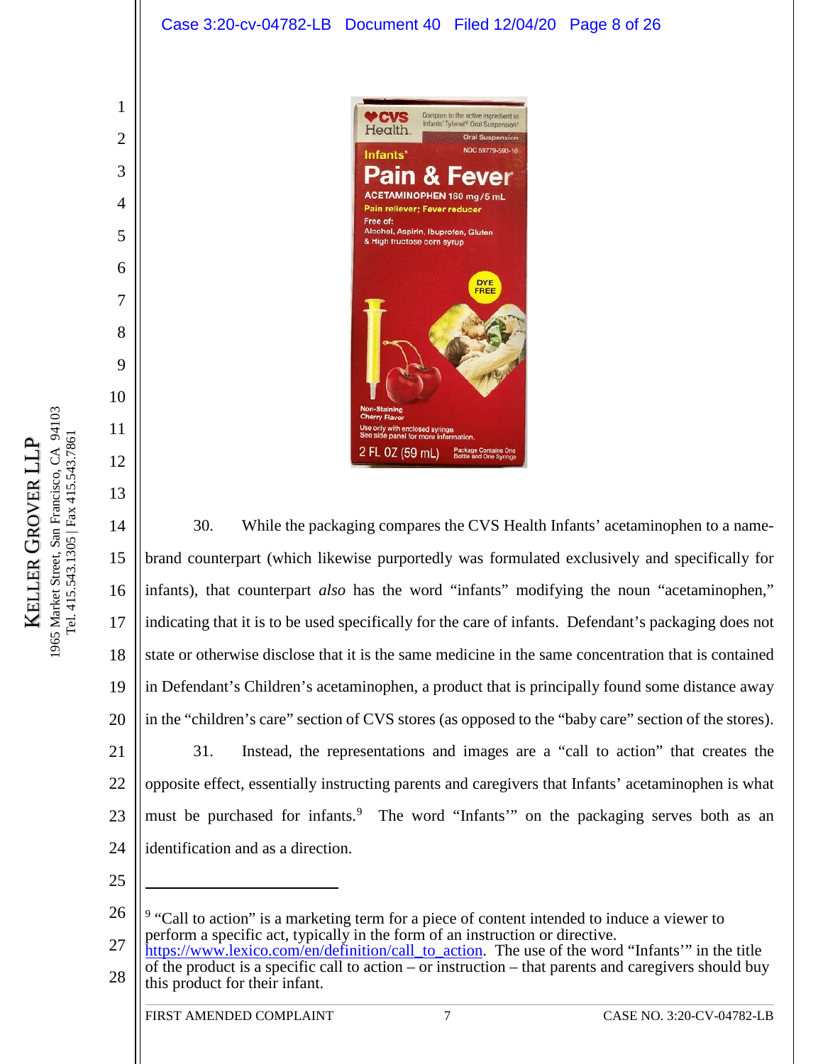30. While the packaging compares the CVS Health Infants' acetaminophen to a name-brand counterpart (which likewise purportedly was formulated exclusively and specifically for infants), that counterpart *also* has the word "infants" modifying the noun "acetaminophen," indicating that it is to be used specifically for the care of infants. Defendant's packaging does not state or otherwise disclose that it is the same medicine in the same concentration that is contained in Defendant's Children's acetaminophen, a product that is principally found some distance away in the "children's care" section of CVS stores (as opposed to the "baby care" section of the stores).

31. Instead, the representations and images are a "call to action" that creates the opposite effect, essentially instructing parents and caregivers that Infants' acetaminophen is what must be purchased for infants.[9] The word "Infants'" on the packaging serves both as an identification and as a direction.

---

[9] "Call to action" is a marketing term for a piece of content intended to induce a viewer to perform a specific act, typically in the form of an instruction or directive. https://www.lexico.com/en/definition/call_to_action. The use of the word "Infants'" in the title of the product is a specific call to action – or instruction – that parents and caregivers should buy this product for their infant.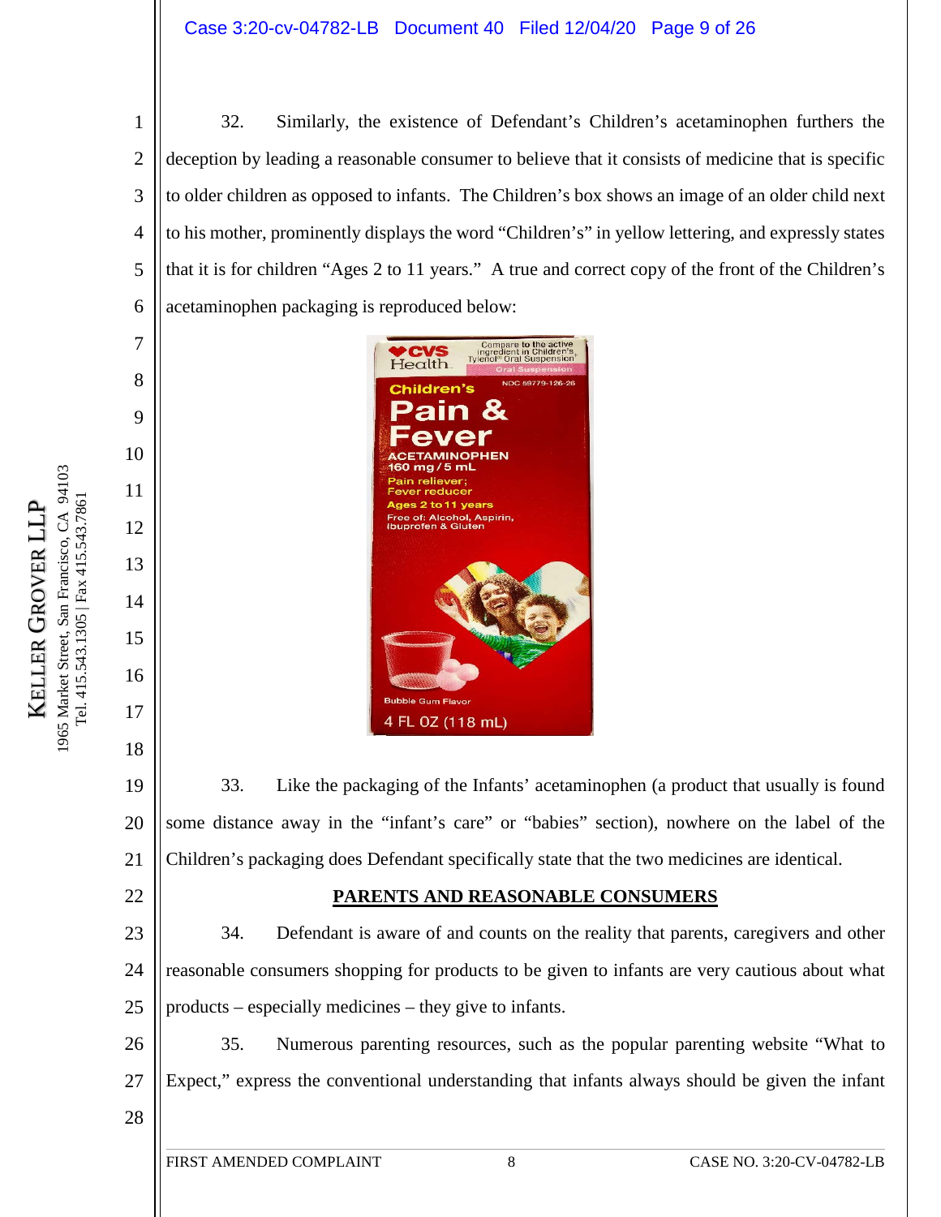32. Similarly, the existence of Defendant's Children's acetaminophen furthers the deception by leading a reasonable consumer to believe that it consists of medicine that is specific to older children as opposed to infants. The Children's box shows an image of an older child next to his mother, prominently displays the word "Children's" in yellow lettering, and expressly states that it is for children "Ages 2 to 11 years." A true and correct copy of the front of the Children's acetaminophen packaging is reproduced below:

33. Like the packaging of the Infants' acetaminophen (a product that usually is found some distance away in the "infant's care" or "babies" section), nowhere on the label of the Children's packaging does Defendant specifically state that the two medicines are identical.

## PARENTS AND REASONABLE CONSUMERS

34. Defendant is aware of and counts on the reality that parents, caregivers and other reasonable consumers shopping for products to be given to infants are very cautious about what products – especially medicines – they give to infants.

35. Numerous parenting resources, such as the popular parenting website "What to Expect," express the conventional understanding that infants always should be given the infant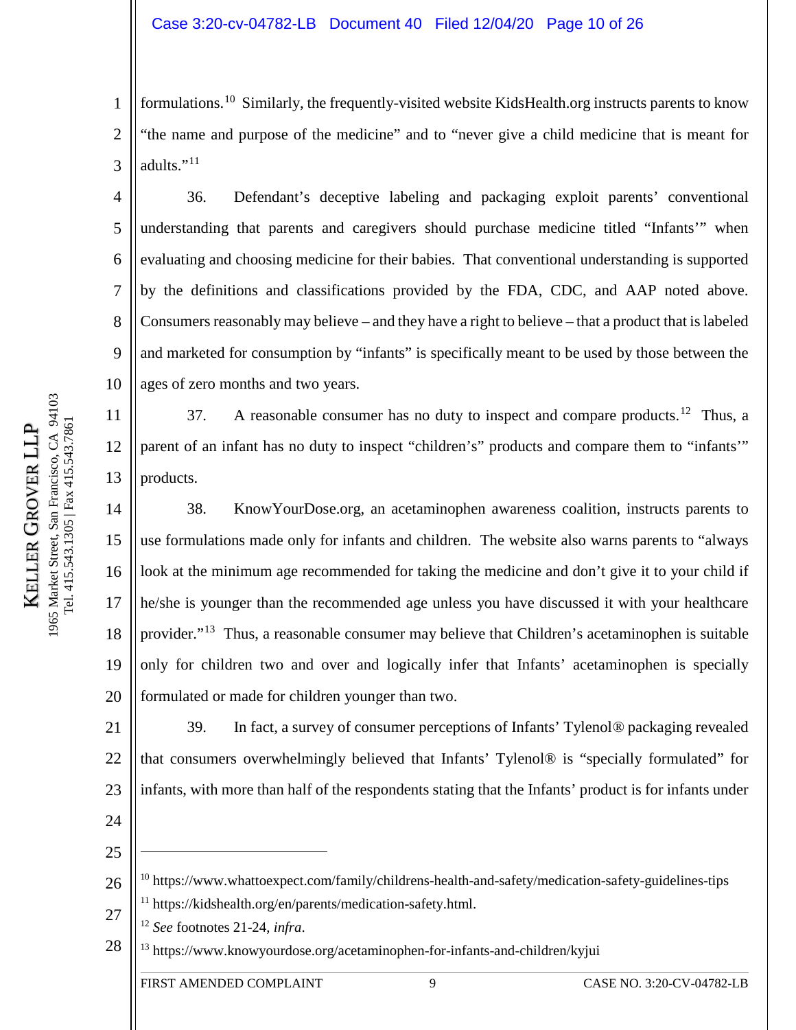formulations.[10] Similarly, the frequently-visited website KidsHealth.org instructs parents to know "the name and purpose of the medicine" and to "never give a child medicine that is meant for adults."[11]

36. Defendant's deceptive labeling and packaging exploit parents' conventional understanding that parents and caregivers should purchase medicine titled "Infants'" when evaluating and choosing medicine for their babies. That conventional understanding is supported by the definitions and classifications provided by the FDA, CDC, and AAP noted above. Consumers reasonably may believe – and they have a right to believe – that a product that is labeled and marketed for consumption by "infants" is specifically meant to be used by those between the ages of zero months and two years.

37. A reasonable consumer has no duty to inspect and compare products.[12] Thus, a parent of an infant has no duty to inspect "children's" products and compare them to "infants'" products.

38. KnowYourDose.org, an acetaminophen awareness coalition, instructs parents to use formulations made only for infants and children. The website also warns parents to "always look at the minimum age recommended for taking the medicine and don't give it to your child if he/she is younger than the recommended age unless you have discussed it with your healthcare provider."[13] Thus, a reasonable consumer may believe that Children's acetaminophen is suitable only for children two and over and logically infer that Infants' acetaminophen is specially formulated or made for children younger than two.

39. In fact, a survey of consumer perceptions of Infants' Tylenol® packaging revealed that consumers overwhelmingly believed that Infants' Tylenol® is "specially formulated" for infants, with more than half of the respondents stating that the Infants' product is for infants under

---

[10] https://www.whattoexpect.com/family/childrens-health-and-safety/medication-safety-guidelines-tips

[11] https://kidshealth.org/en/parents/medication-safety.html.

[12] *See* footnotes 21-24, *infra*.

[13] https://www.knowyourdose.org/acetaminophen-for-infants-and-children/kyjui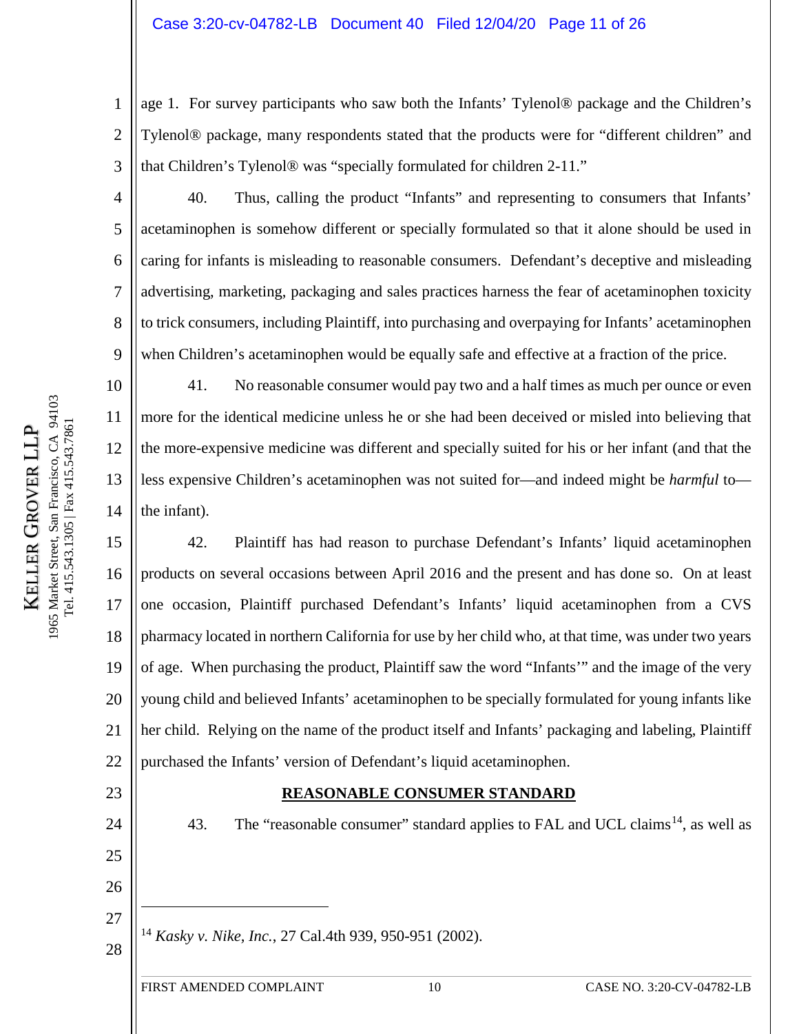age 1. For survey participants who saw both the Infants' Tylenol® package and the Children's Tylenol® package, many respondents stated that the products were for "different children" and that Children's Tylenol® was "specially formulated for children 2-11."

40. Thus, calling the product "Infants" and representing to consumers that Infants' acetaminophen is somehow different or specially formulated so that it alone should be used in caring for infants is misleading to reasonable consumers. Defendant's deceptive and misleading advertising, marketing, packaging and sales practices harness the fear of acetaminophen toxicity to trick consumers, including Plaintiff, into purchasing and overpaying for Infants' acetaminophen when Children's acetaminophen would be equally safe and effective at a fraction of the price.

41. No reasonable consumer would pay two and a half times as much per ounce or even more for the identical medicine unless he or she had been deceived or misled into believing that the more-expensive medicine was different and specially suited for his or her infant (and that the less expensive Children's acetaminophen was not suited for—and indeed might be *harmful* to—the infant).

42. Plaintiff has had reason to purchase Defendant's Infants' liquid acetaminophen products on several occasions between April 2016 and the present and has done so. On at least one occasion, Plaintiff purchased Defendant's Infants' liquid acetaminophen from a CVS pharmacy located in northern California for use by her child who, at that time, was under two years of age. When purchasing the product, Plaintiff saw the word "Infants'" and the image of the very young child and believed Infants' acetaminophen to be specially formulated for young infants like her child. Relying on the name of the product itself and Infants' packaging and labeling, Plaintiff purchased the Infants' version of Defendant's liquid acetaminophen.

## REASONABLE CONSUMER STANDARD

43. The "reasonable consumer" standard applies to FAL and UCL claims[14], as well as

---

[14] *Kasky v. Nike, Inc.*, 27 Cal.4th 939, 950-951 (2002).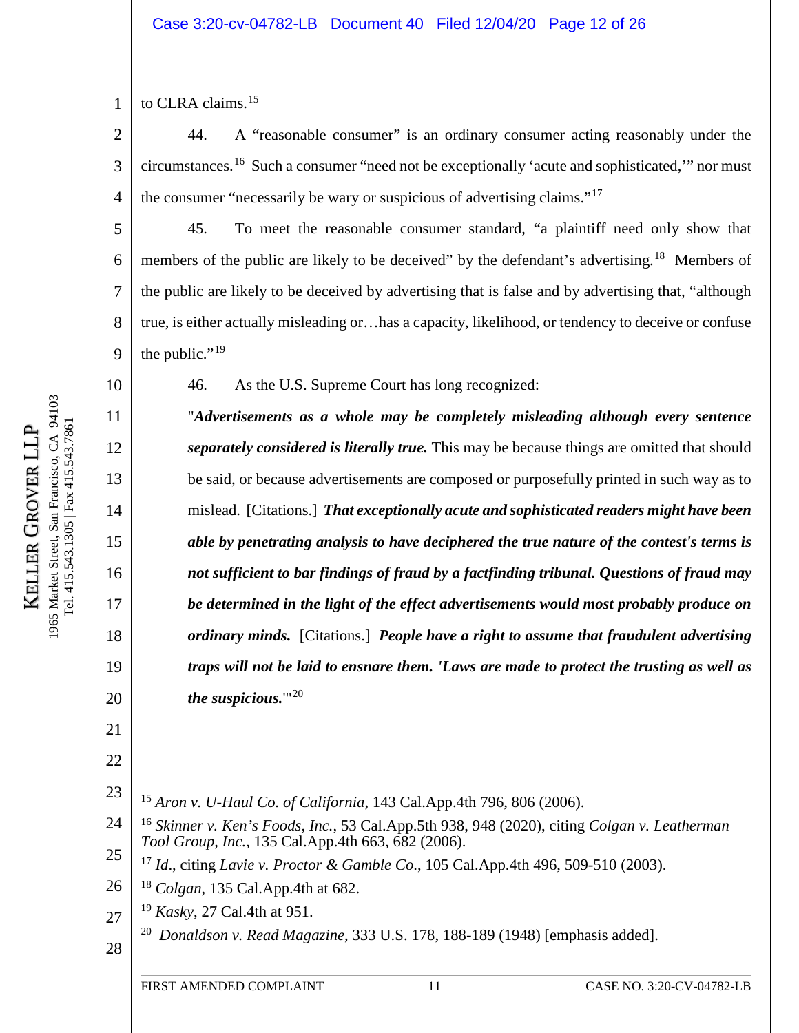to CLRA claims.[15]

44. A "reasonable consumer" is an ordinary consumer acting reasonably under the circumstances.[16] Such a consumer "need not be exceptionally 'acute and sophisticated,'" nor must the consumer "necessarily be wary or suspicious of advertising claims."[17]

45. To meet the reasonable consumer standard, "a plaintiff need only show that members of the public are likely to be deceived" by the defendant's advertising.[18] Members of the public are likely to be deceived by advertising that is false and by advertising that, "although true, is either actually misleading or…has a capacity, likelihood, or tendency to deceive or confuse the public."[19]

46. As the U.S. Supreme Court has long recognized:

> "***Advertisements as a whole may be completely misleading although every sentence separately considered is literally true.*** This may be because things are omitted that should be said, or because advertisements are composed or purposefully printed in such way as to mislead. [Citations.] ***That exceptionally acute and sophisticated readers might have been able by penetrating analysis to have deciphered the true nature of the contest's terms is not sufficient to bar findings of fraud by a factfinding tribunal. Questions of fraud may be determined in the light of the effect advertisements would most probably produce on ordinary minds.*** [Citations.] ***People have a right to assume that fraudulent advertising traps will not be laid to ensnare them. 'Laws are made to protect the trusting as well as the suspicious.'***"[20]

---

[15] *Aron v. U-Haul Co. of California*, 143 Cal.App.4th 796, 806 (2006).

[16] *Skinner v. Ken's Foods, Inc.*, 53 Cal.App.5th 938, 948 (2020), citing *Colgan v. Leatherman Tool Group, Inc.*, 135 Cal.App.4th 663, 682 (2006).

[17] *Id*., citing *Lavie v. Proctor & Gamble Co*., 105 Cal.App.4th 496, 509-510 (2003).

[18] *Colgan*, 135 Cal.App.4th at 682.

[19] *Kasky*, 27 Cal.4th at 951.

[20] *Donaldson v. Read Magazine*, 333 U.S. 178, 188-189 (1948) [emphasis added].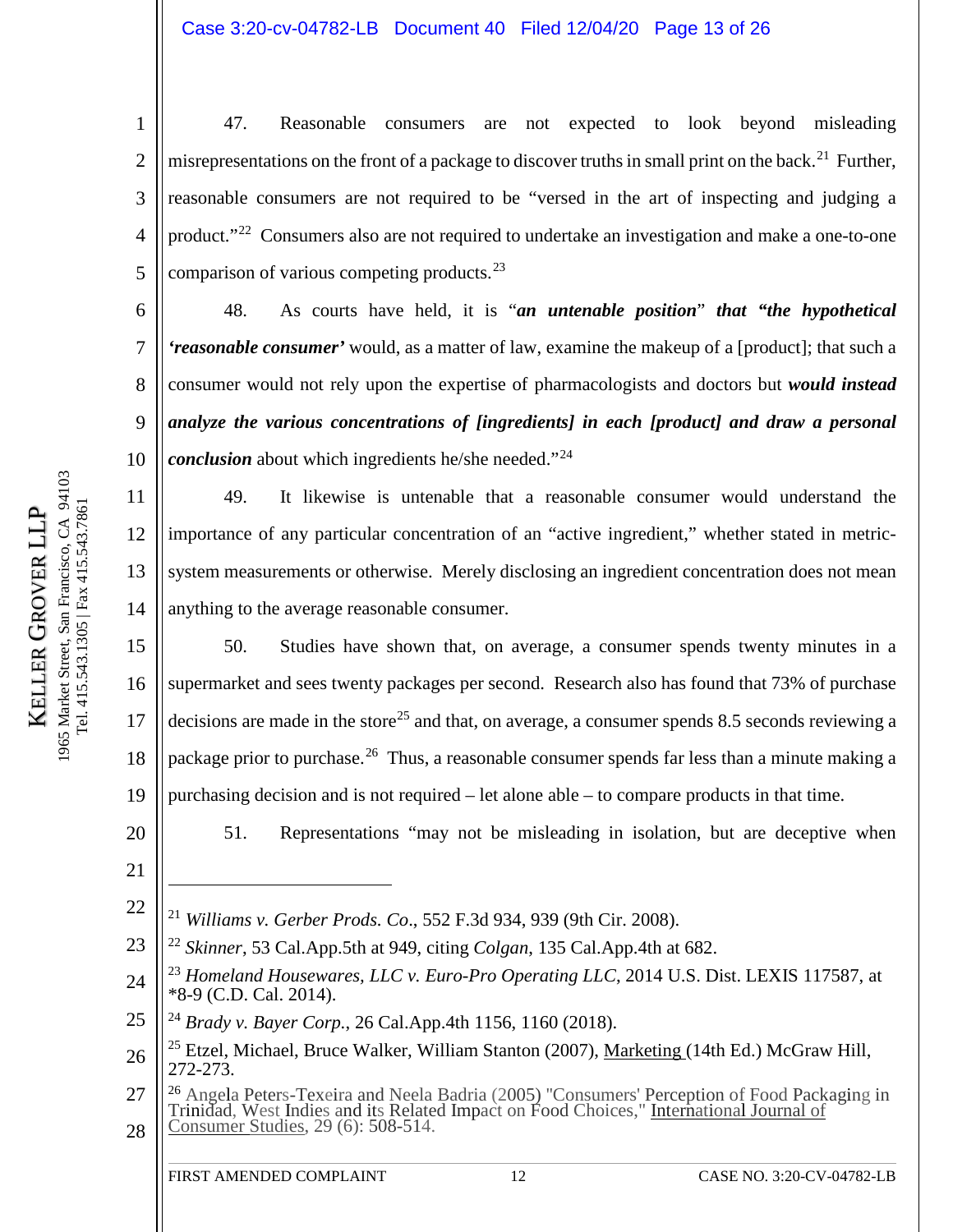47. Reasonable consumers are not expected to look beyond misleading misrepresentations on the front of a package to discover truths in small print on the back.[21] Further, reasonable consumers are not required to be "versed in the art of inspecting and judging a product."[22] Consumers also are not required to undertake an investigation and make a one-to-one comparison of various competing products.[23]

48. As courts have held, it is "***an untenable position*" *that "the hypothetical 'reasonable consumer'*** would, as a matter of law, examine the makeup of a [product]; that such a consumer would not rely upon the expertise of pharmacologists and doctors but ***would instead analyze the various concentrations of [ingredients] in each [product] and draw a personal conclusion*** about which ingredients he/she needed."[24]

49. It likewise is untenable that a reasonable consumer would understand the importance of any particular concentration of an "active ingredient," whether stated in metric-system measurements or otherwise. Merely disclosing an ingredient concentration does not mean anything to the average reasonable consumer.

50. Studies have shown that, on average, a consumer spends twenty minutes in a supermarket and sees twenty packages per second. Research also has found that 73% of purchase decisions are made in the store[25] and that, on average, a consumer spends 8.5 seconds reviewing a package prior to purchase.[26] Thus, a reasonable consumer spends far less than a minute making a purchasing decision and is not required – let alone able – to compare products in that time.

51. Representations "may not be misleading in isolation, but are deceptive when

---

[21] *Williams v. Gerber Prods. Co*., 552 F.3d 934, 939 (9th Cir. 2008).

[22] *Skinner*, 53 Cal.App.5th at 949, citing *Colgan*, 135 Cal.App.4th at 682.

[23] *Homeland Housewares, LLC v. Euro-Pro Operating LLC*, 2014 U.S. Dist. LEXIS 117587, at *8-9 (C.D. Cal. 2014).

[24] *Brady v. Bayer Corp.*, 26 Cal.App.4th 1156, 1160 (2018).

[25] Etzel, Michael, Bruce Walker, William Stanton (2007), Marketing (14th Ed.) McGraw Hill, 272-273.

[26] Angela Peters-Texeira and Neela Badria (2005) "Consumers' Perception of Food Packaging in Trinidad, West Indies and its Related Impact on Food Choices," International Journal of Consumer Studies, 29 (6): 508-514.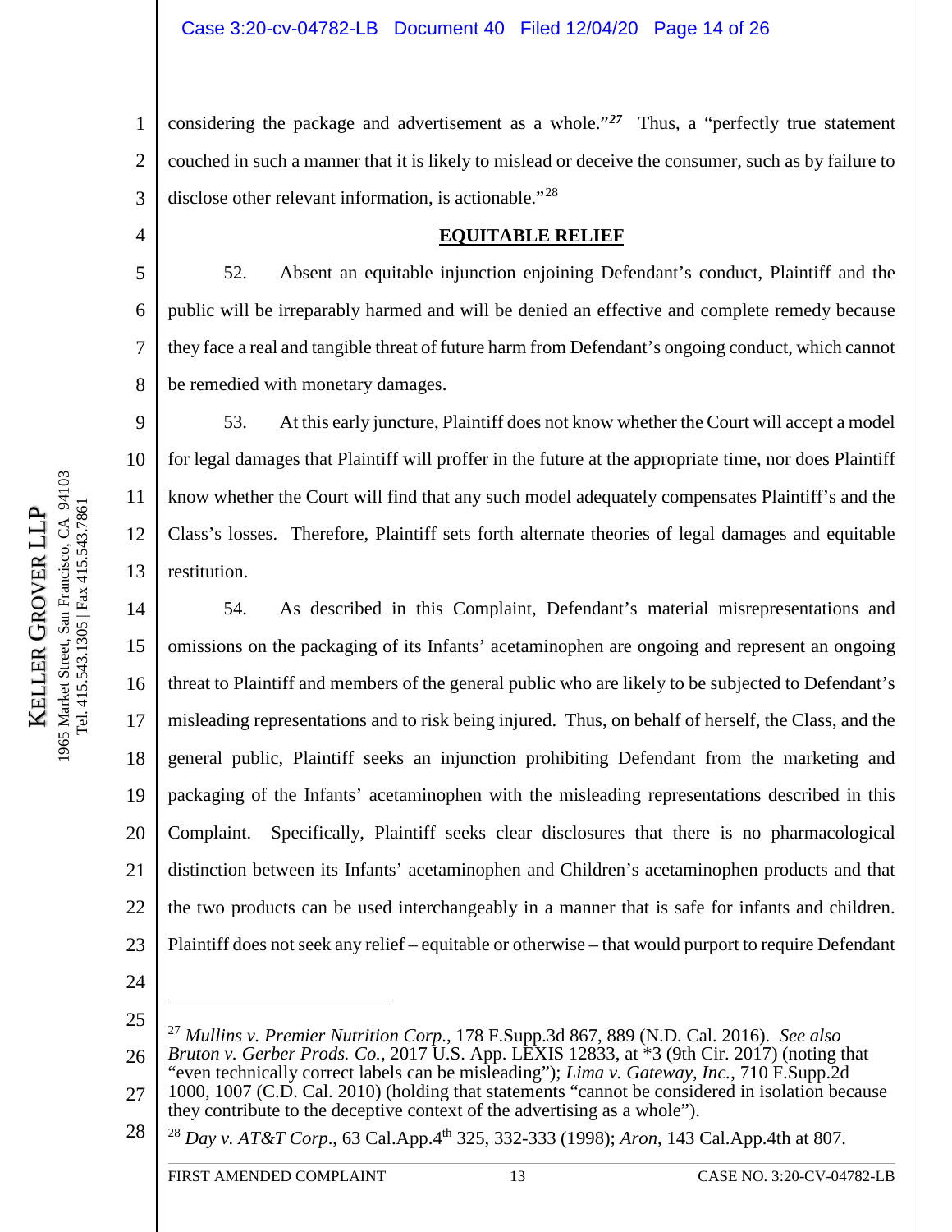considering the package and advertisement as a whole."[27] Thus, a "perfectly true statement couched in such a manner that it is likely to mislead or deceive the consumer, such as by failure to disclose other relevant information, is actionable."[28]

## EQUITABLE RELIEF

52. Absent an equitable injunction enjoining Defendant's conduct, Plaintiff and the public will be irreparably harmed and will be denied an effective and complete remedy because they face a real and tangible threat of future harm from Defendant's ongoing conduct, which cannot be remedied with monetary damages.

53. At this early juncture, Plaintiff does not know whether the Court will accept a model for legal damages that Plaintiff will proffer in the future at the appropriate time, nor does Plaintiff know whether the Court will find that any such model adequately compensates Plaintiff's and the Class's losses. Therefore, Plaintiff sets forth alternate theories of legal damages and equitable restitution.

54. As described in this Complaint, Defendant's material misrepresentations and omissions on the packaging of its Infants' acetaminophen are ongoing and represent an ongoing threat to Plaintiff and members of the general public who are likely to be subjected to Defendant's misleading representations and to risk being injured. Thus, on behalf of herself, the Class, and the general public, Plaintiff seeks an injunction prohibiting Defendant from the marketing and packaging of the Infants' acetaminophen with the misleading representations described in this Complaint. Specifically, Plaintiff seeks clear disclosures that there is no pharmacological distinction between its Infants' acetaminophen and Children's acetaminophen products and that the two products can be used interchangeably in a manner that is safe for infants and children. Plaintiff does not seek any relief – equitable or otherwise – that would purport to require Defendant

---

[27] *Mullins v. Premier Nutrition Corp.*, 178 F.Supp.3d 867, 889 (N.D. Cal. 2016). *See also Bruton v. Gerber Prods. Co.*, 2017 U.S. App. LEXIS 12833, at *3 (9th Cir. 2017) (noting that "even technically correct labels can be misleading"); *Lima v. Gateway, Inc.*, 710 F.Supp.2d 1000, 1007 (C.D. Cal. 2010) (holding that statements "cannot be considered in isolation because they contribute to the deceptive context of the advertising as a whole").

[28] *Day v. AT&T Corp*., 63 Cal.App.4th 325, 332-333 (1998); *Aron*, 143 Cal.App.4th at 807.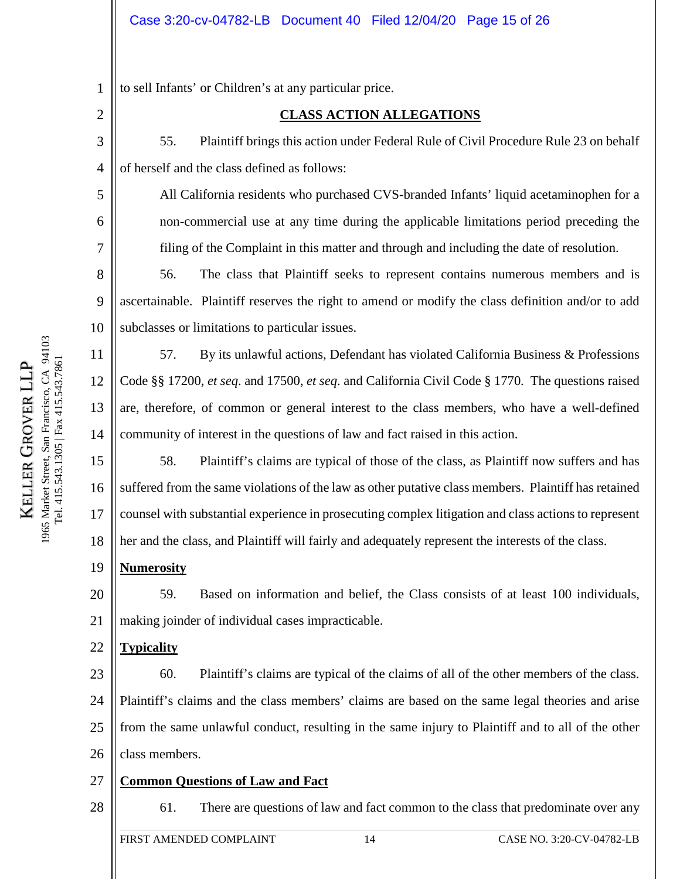to sell Infants' or Children's at any particular price.

## CLASS ACTION ALLEGATIONS

55. Plaintiff brings this action under Federal Rule of Civil Procedure Rule 23 on behalf of herself and the class defined as follows:

> All California residents who purchased CVS-branded Infants' liquid acetaminophen for a non-commercial use at any time during the applicable limitations period preceding the filing of the Complaint in this matter and through and including the date of resolution.

56. The class that Plaintiff seeks to represent contains numerous members and is ascertainable. Plaintiff reserves the right to amend or modify the class definition and/or to add subclasses or limitations to particular issues.

57. By its unlawful actions, Defendant has violated California Business & Professions Code §§ 17200, *et seq*. and 17500, *et seq*. and California Civil Code § 1770. The questions raised are, therefore, of common or general interest to the class members, who have a well-defined community of interest in the questions of law and fact raised in this action.

58. Plaintiff's claims are typical of those of the class, as Plaintiff now suffers and has suffered from the same violations of the law as other putative class members. Plaintiff has retained counsel with substantial experience in prosecuting complex litigation and class actions to represent her and the class, and Plaintiff will fairly and adequately represent the interests of the class.

**Numerosity**

59. Based on information and belief, the Class consists of at least 100 individuals, making joinder of individual cases impracticable.

**Typicality**

60. Plaintiff's claims are typical of the claims of all of the other members of the class. Plaintiff's claims and the class members' claims are based on the same legal theories and arise from the same unlawful conduct, resulting in the same injury to Plaintiff and to all of the other class members.

**Common Questions of Law and Fact**

61. There are questions of law and fact common to the class that predominate over any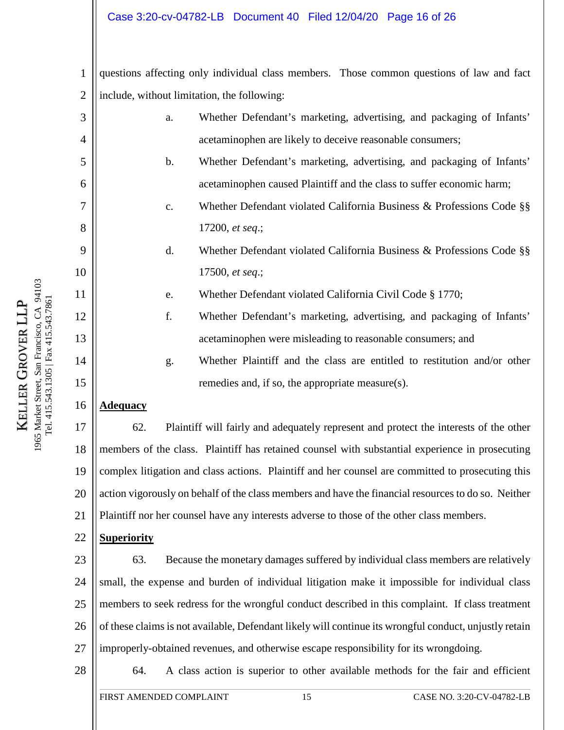questions affecting only individual class members. Those common questions of law and fact include, without limitation, the following:

a. Whether Defendant's marketing, advertising, and packaging of Infants' acetaminophen are likely to deceive reasonable consumers;

b. Whether Defendant's marketing, advertising, and packaging of Infants' acetaminophen caused Plaintiff and the class to suffer economic harm;

c. Whether Defendant violated California Business & Professions Code §§ 17200, *et seq*.;

d. Whether Defendant violated California Business & Professions Code §§ 17500, *et seq*.;

e. Whether Defendant violated California Civil Code § 1770;

f. Whether Defendant's marketing, advertising, and packaging of Infants' acetaminophen were misleading to reasonable consumers; and

g. Whether Plaintiff and the class are entitled to restitution and/or other remedies and, if so, the appropriate measure(s).

**Adequacy**

62. Plaintiff will fairly and adequately represent and protect the interests of the other members of the class. Plaintiff has retained counsel with substantial experience in prosecuting complex litigation and class actions. Plaintiff and her counsel are committed to prosecuting this action vigorously on behalf of the class members and have the financial resources to do so. Neither Plaintiff nor her counsel have any interests adverse to those of the other class members.

**Superiority**

63. Because the monetary damages suffered by individual class members are relatively small, the expense and burden of individual litigation make it impossible for individual class members to seek redress for the wrongful conduct described in this complaint. If class treatment of these claims is not available, Defendant likely will continue its wrongful conduct, unjustly retain improperly-obtained revenues, and otherwise escape responsibility for its wrongdoing.

64. A class action is superior to other available methods for the fair and efficient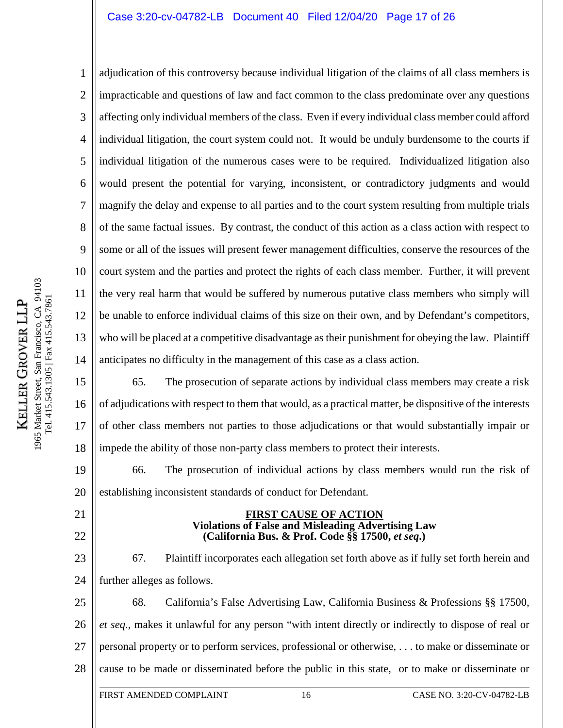adjudication of this controversy because individual litigation of the claims of all class members is impracticable and questions of law and fact common to the class predominate over any questions affecting only individual members of the class. Even if every individual class member could afford individual litigation, the court system could not. It would be unduly burdensome to the courts if individual litigation of the numerous cases were to be required. Individualized litigation also would present the potential for varying, inconsistent, or contradictory judgments and would magnify the delay and expense to all parties and to the court system resulting from multiple trials of the same factual issues. By contrast, the conduct of this action as a class action with respect to some or all of the issues will present fewer management difficulties, conserve the resources of the court system and the parties and protect the rights of each class member. Further, it will prevent the very real harm that would be suffered by numerous putative class members who simply will be unable to enforce individual claims of this size on their own, and by Defendant's competitors, who will be placed at a competitive disadvantage as their punishment for obeying the law. Plaintiff anticipates no difficulty in the management of this case as a class action.

65. The prosecution of separate actions by individual class members may create a risk of adjudications with respect to them that would, as a practical matter, be dispositive of the interests of other class members not parties to those adjudications or that would substantially impair or impede the ability of those non-party class members to protect their interests.

66. The prosecution of individual actions by class members would run the risk of establishing inconsistent standards of conduct for Defendant.

## FIRST CAUSE OF ACTION
**Violations of False and Misleading Advertising Law**
**(California Bus. & Prof. Code §§ 17500, *et seq.*)**

67. Plaintiff incorporates each allegation set forth above as if fully set forth herein and further alleges as follows.

68. California's False Advertising Law, California Business & Professions §§ 17500, *et seq.*, makes it unlawful for any person "with intent directly or indirectly to dispose of real or personal property or to perform services, professional or otherwise, . . . to make or disseminate or cause to be made or disseminated before the public in this state, or to make or disseminate or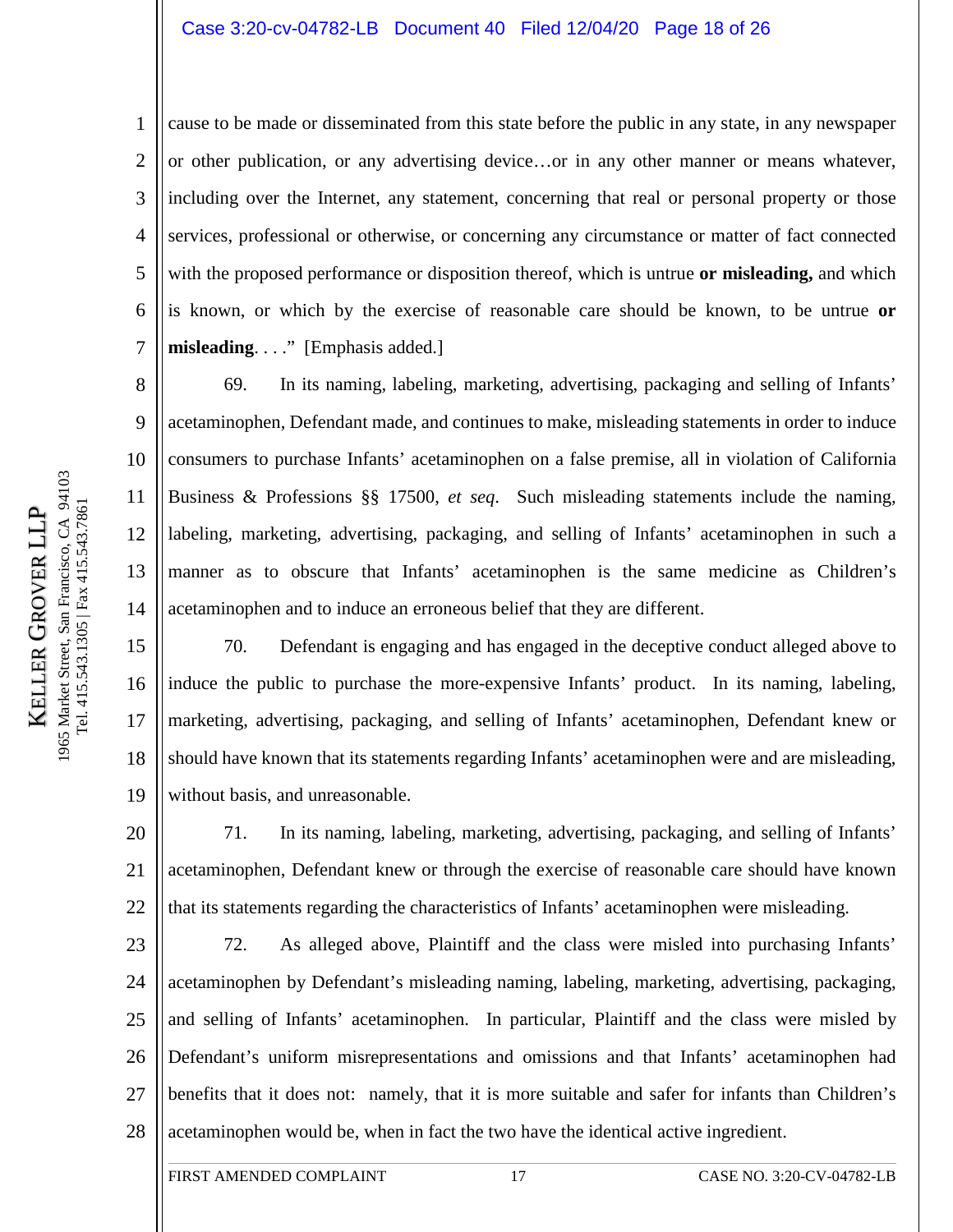cause to be made or disseminated from this state before the public in any state, in any newspaper or other publication, or any advertising device…or in any other manner or means whatever, including over the Internet, any statement, concerning that real or personal property or those services, professional or otherwise, or concerning any circumstance or matter of fact connected with the proposed performance or disposition thereof, which is untrue **or misleading,** and which is known, or which by the exercise of reasonable care should be known, to be untrue **or misleading**. . . ." [Emphasis added.]

69. In its naming, labeling, marketing, advertising, packaging and selling of Infants' acetaminophen, Defendant made, and continues to make, misleading statements in order to induce consumers to purchase Infants' acetaminophen on a false premise, all in violation of California Business & Professions §§ 17500, *et seq*. Such misleading statements include the naming, labeling, marketing, advertising, packaging, and selling of Infants' acetaminophen in such a manner as to obscure that Infants' acetaminophen is the same medicine as Children's acetaminophen and to induce an erroneous belief that they are different.

70. Defendant is engaging and has engaged in the deceptive conduct alleged above to induce the public to purchase the more-expensive Infants' product. In its naming, labeling, marketing, advertising, packaging, and selling of Infants' acetaminophen, Defendant knew or should have known that its statements regarding Infants' acetaminophen were and are misleading, without basis, and unreasonable.

71. In its naming, labeling, marketing, advertising, packaging, and selling of Infants' acetaminophen, Defendant knew or through the exercise of reasonable care should have known that its statements regarding the characteristics of Infants' acetaminophen were misleading.

72. As alleged above, Plaintiff and the class were misled into purchasing Infants' acetaminophen by Defendant's misleading naming, labeling, marketing, advertising, packaging, and selling of Infants' acetaminophen. In particular, Plaintiff and the class were misled by Defendant's uniform misrepresentations and omissions and that Infants' acetaminophen had benefits that it does not: namely, that it is more suitable and safer for infants than Children's acetaminophen would be, when in fact the two have the identical active ingredient.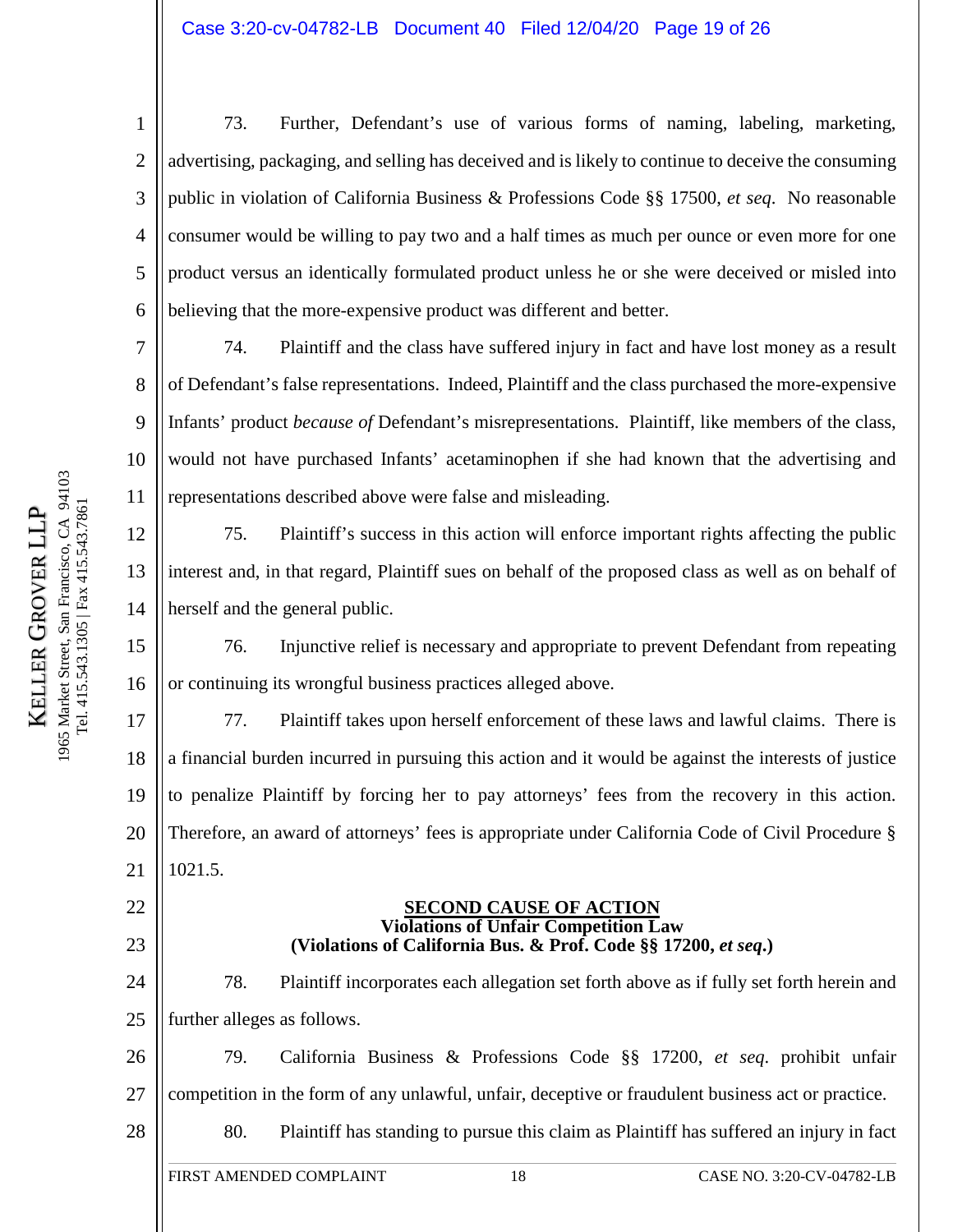73. Further, Defendant's use of various forms of naming, labeling, marketing, advertising, packaging, and selling has deceived and is likely to continue to deceive the consuming public in violation of California Business & Professions Code §§ 17500, *et seq.* No reasonable consumer would be willing to pay two and a half times as much per ounce or even more for one product versus an identically formulated product unless he or she were deceived or misled into believing that the more-expensive product was different and better.

74. Plaintiff and the class have suffered injury in fact and have lost money as a result of Defendant's false representations. Indeed, Plaintiff and the class purchased the more-expensive Infants' product *because of* Defendant's misrepresentations. Plaintiff, like members of the class, would not have purchased Infants' acetaminophen if she had known that the advertising and representations described above were false and misleading.

75. Plaintiff's success in this action will enforce important rights affecting the public interest and, in that regard, Plaintiff sues on behalf of the proposed class as well as on behalf of herself and the general public.

76. Injunctive relief is necessary and appropriate to prevent Defendant from repeating or continuing its wrongful business practices alleged above.

77. Plaintiff takes upon herself enforcement of these laws and lawful claims. There is a financial burden incurred in pursuing this action and it would be against the interests of justice to penalize Plaintiff by forcing her to pay attorneys' fees from the recovery in this action. Therefore, an award of attorneys' fees is appropriate under California Code of Civil Procedure § 1021.5.

## SECOND CAUSE OF ACTION
**Violations of Unfair Competition Law**
**(Violations of California Bus. & Prof. Code §§ 17200, *et seq*.)**

78. Plaintiff incorporates each allegation set forth above as if fully set forth herein and further alleges as follows.

79. California Business & Professions Code §§ 17200, *et seq.* prohibit unfair competition in the form of any unlawful, unfair, deceptive or fraudulent business act or practice.

80. Plaintiff has standing to pursue this claim as Plaintiff has suffered an injury in fact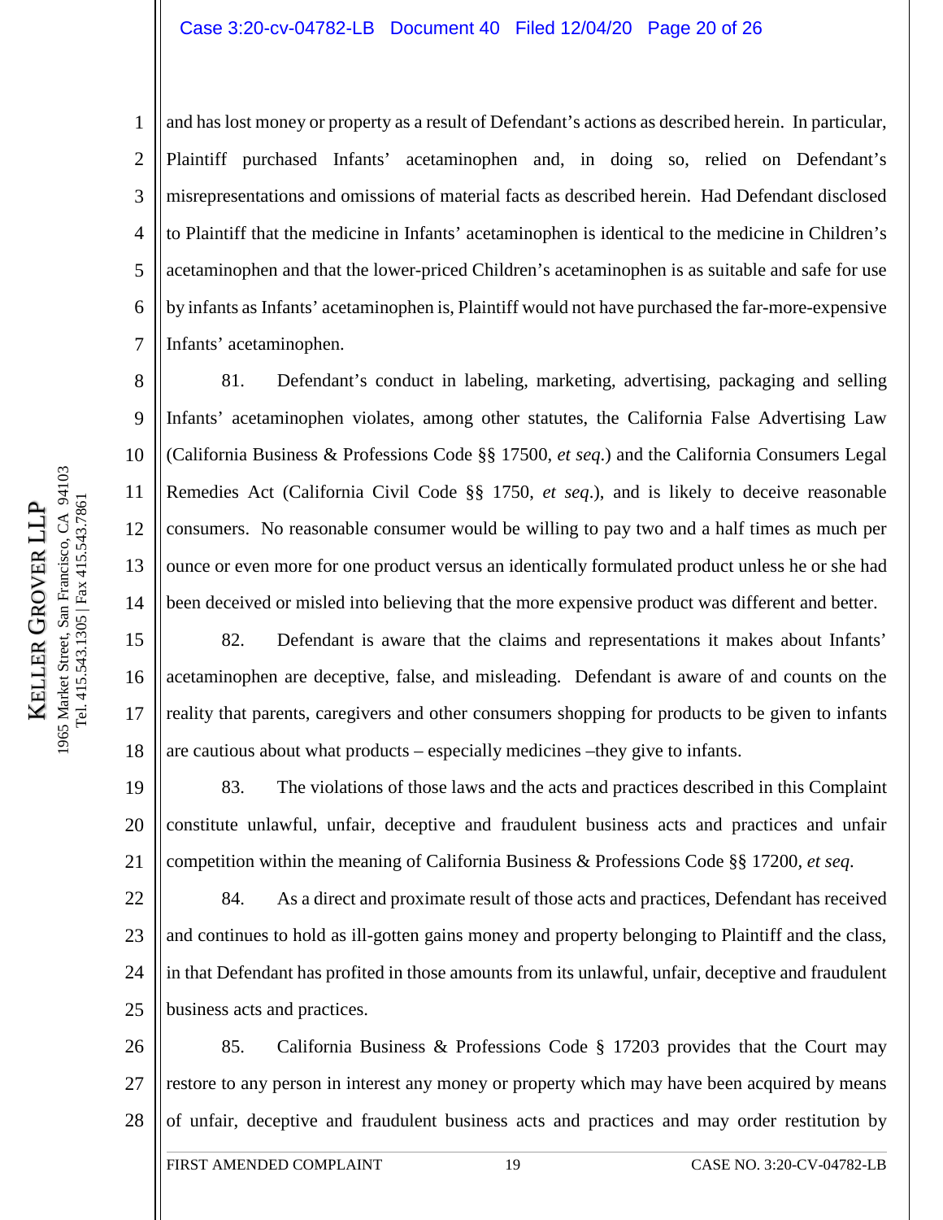and has lost money or property as a result of Defendant's actions as described herein. In particular, Plaintiff purchased Infants' acetaminophen and, in doing so, relied on Defendant's misrepresentations and omissions of material facts as described herein. Had Defendant disclosed to Plaintiff that the medicine in Infants' acetaminophen is identical to the medicine in Children's acetaminophen and that the lower-priced Children's acetaminophen is as suitable and safe for use by infants as Infants' acetaminophen is, Plaintiff would not have purchased the far-more-expensive Infants' acetaminophen.

81. Defendant's conduct in labeling, marketing, advertising, packaging and selling Infants' acetaminophen violates, among other statutes, the California False Advertising Law (California Business & Professions Code §§ 17500, *et seq*.) and the California Consumers Legal Remedies Act (California Civil Code §§ 1750, *et seq*.), and is likely to deceive reasonable consumers. No reasonable consumer would be willing to pay two and a half times as much per ounce or even more for one product versus an identically formulated product unless he or she had been deceived or misled into believing that the more expensive product was different and better.

82. Defendant is aware that the claims and representations it makes about Infants' acetaminophen are deceptive, false, and misleading. Defendant is aware of and counts on the reality that parents, caregivers and other consumers shopping for products to be given to infants are cautious about what products – especially medicines –they give to infants.

83. The violations of those laws and the acts and practices described in this Complaint constitute unlawful, unfair, deceptive and fraudulent business acts and practices and unfair competition within the meaning of California Business & Professions Code §§ 17200, *et seq*.

84. As a direct and proximate result of those acts and practices, Defendant has received and continues to hold as ill-gotten gains money and property belonging to Plaintiff and the class, in that Defendant has profited in those amounts from its unlawful, unfair, deceptive and fraudulent business acts and practices.

85. California Business & Professions Code § 17203 provides that the Court may restore to any person in interest any money or property which may have been acquired by means of unfair, deceptive and fraudulent business acts and practices and may order restitution by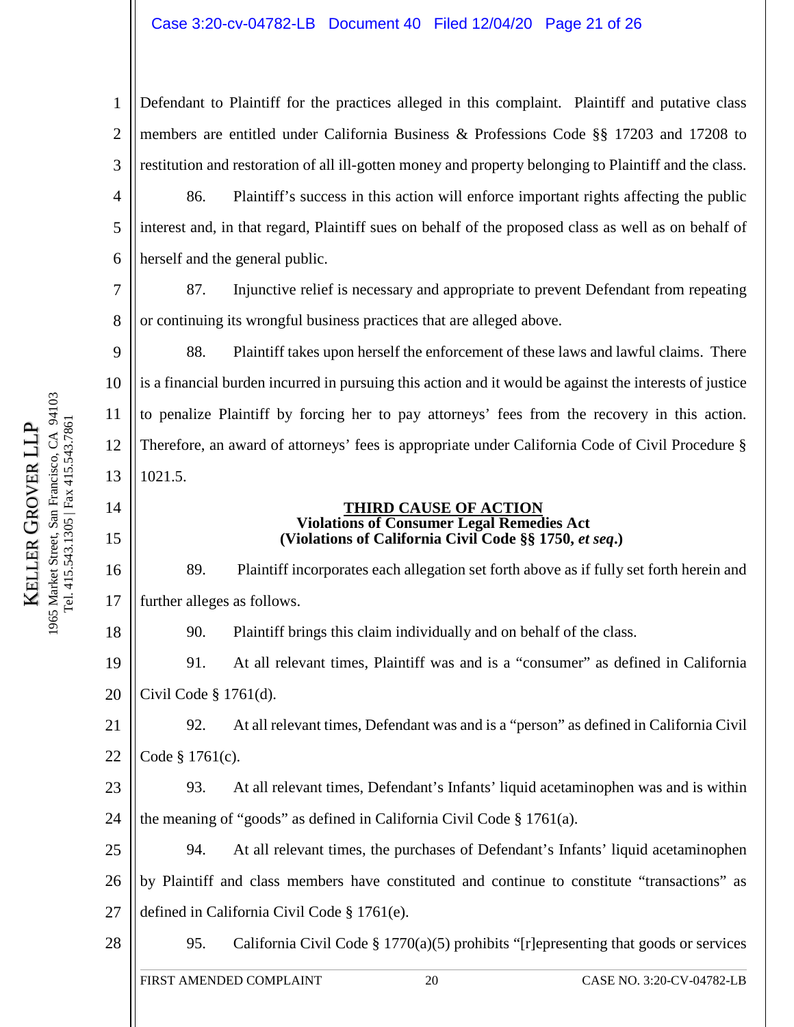Defendant to Plaintiff for the practices alleged in this complaint. Plaintiff and putative class members are entitled under California Business & Professions Code §§ 17203 and 17208 to restitution and restoration of all ill-gotten money and property belonging to Plaintiff and the class.

86. Plaintiff's success in this action will enforce important rights affecting the public interest and, in that regard, Plaintiff sues on behalf of the proposed class as well as on behalf of herself and the general public.

87. Injunctive relief is necessary and appropriate to prevent Defendant from repeating or continuing its wrongful business practices that are alleged above.

88. Plaintiff takes upon herself the enforcement of these laws and lawful claims. There is a financial burden incurred in pursuing this action and it would be against the interests of justice to penalize Plaintiff by forcing her to pay attorneys' fees from the recovery in this action. Therefore, an award of attorneys' fees is appropriate under California Code of Civil Procedure § 1021.5.

## THIRD CAUSE OF ACTION
**Violations of Consumer Legal Remedies Act**
**(Violations of California Civil Code §§ 1750, *et seq*.)**

89. Plaintiff incorporates each allegation set forth above as if fully set forth herein and further alleges as follows.

90. Plaintiff brings this claim individually and on behalf of the class.

91. At all relevant times, Plaintiff was and is a "consumer" as defined in California Civil Code § 1761(d).

92. At all relevant times, Defendant was and is a "person" as defined in California Civil Code § 1761(c).

93. At all relevant times, Defendant's Infants' liquid acetaminophen was and is within the meaning of "goods" as defined in California Civil Code § 1761(a).

94. At all relevant times, the purchases of Defendant's Infants' liquid acetaminophen by Plaintiff and class members have constituted and continue to constitute "transactions" as defined in California Civil Code § 1761(e).

95. California Civil Code § 1770(a)(5) prohibits "[r]epresenting that goods or services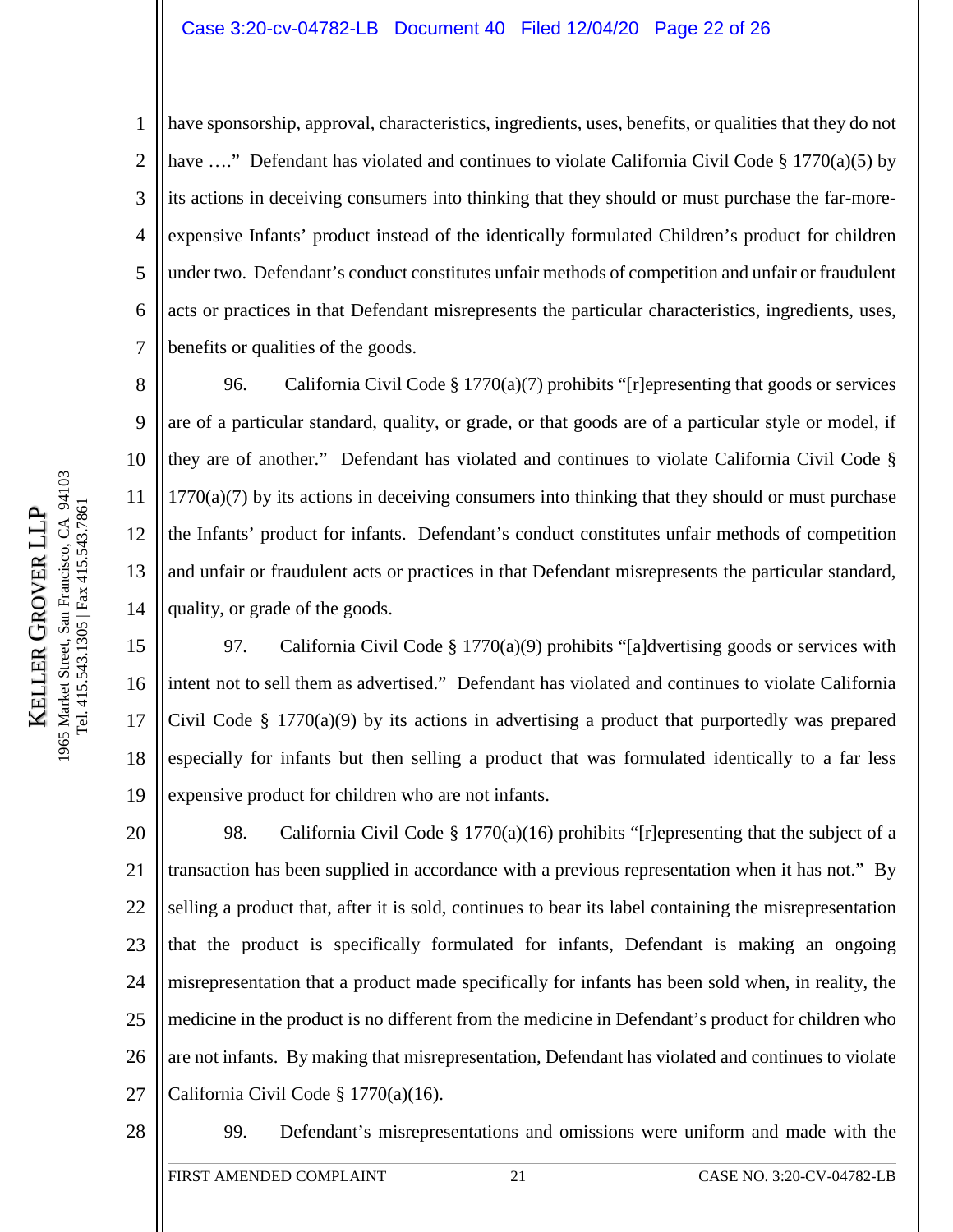have sponsorship, approval, characteristics, ingredients, uses, benefits, or qualities that they do not have …." Defendant has violated and continues to violate California Civil Code § 1770(a)(5) by its actions in deceiving consumers into thinking that they should or must purchase the far-more-expensive Infants' product instead of the identically formulated Children's product for children under two. Defendant's conduct constitutes unfair methods of competition and unfair or fraudulent acts or practices in that Defendant misrepresents the particular characteristics, ingredients, uses, benefits or qualities of the goods.

96. California Civil Code § 1770(a)(7) prohibits "[r]epresenting that goods or services are of a particular standard, quality, or grade, or that goods are of a particular style or model, if they are of another." Defendant has violated and continues to violate California Civil Code § 1770(a)(7) by its actions in deceiving consumers into thinking that they should or must purchase the Infants' product for infants. Defendant's conduct constitutes unfair methods of competition and unfair or fraudulent acts or practices in that Defendant misrepresents the particular standard, quality, or grade of the goods.

97. California Civil Code § 1770(a)(9) prohibits "[a]dvertising goods or services with intent not to sell them as advertised." Defendant has violated and continues to violate California Civil Code § 1770(a)(9) by its actions in advertising a product that purportedly was prepared especially for infants but then selling a product that was formulated identically to a far less expensive product for children who are not infants.

98. California Civil Code § 1770(a)(16) prohibits "[r]epresenting that the subject of a transaction has been supplied in accordance with a previous representation when it has not." By selling a product that, after it is sold, continues to bear its label containing the misrepresentation that the product is specifically formulated for infants, Defendant is making an ongoing misrepresentation that a product made specifically for infants has been sold when, in reality, the medicine in the product is no different from the medicine in Defendant's product for children who are not infants. By making that misrepresentation, Defendant has violated and continues to violate California Civil Code § 1770(a)(16).

99. Defendant's misrepresentations and omissions were uniform and made with the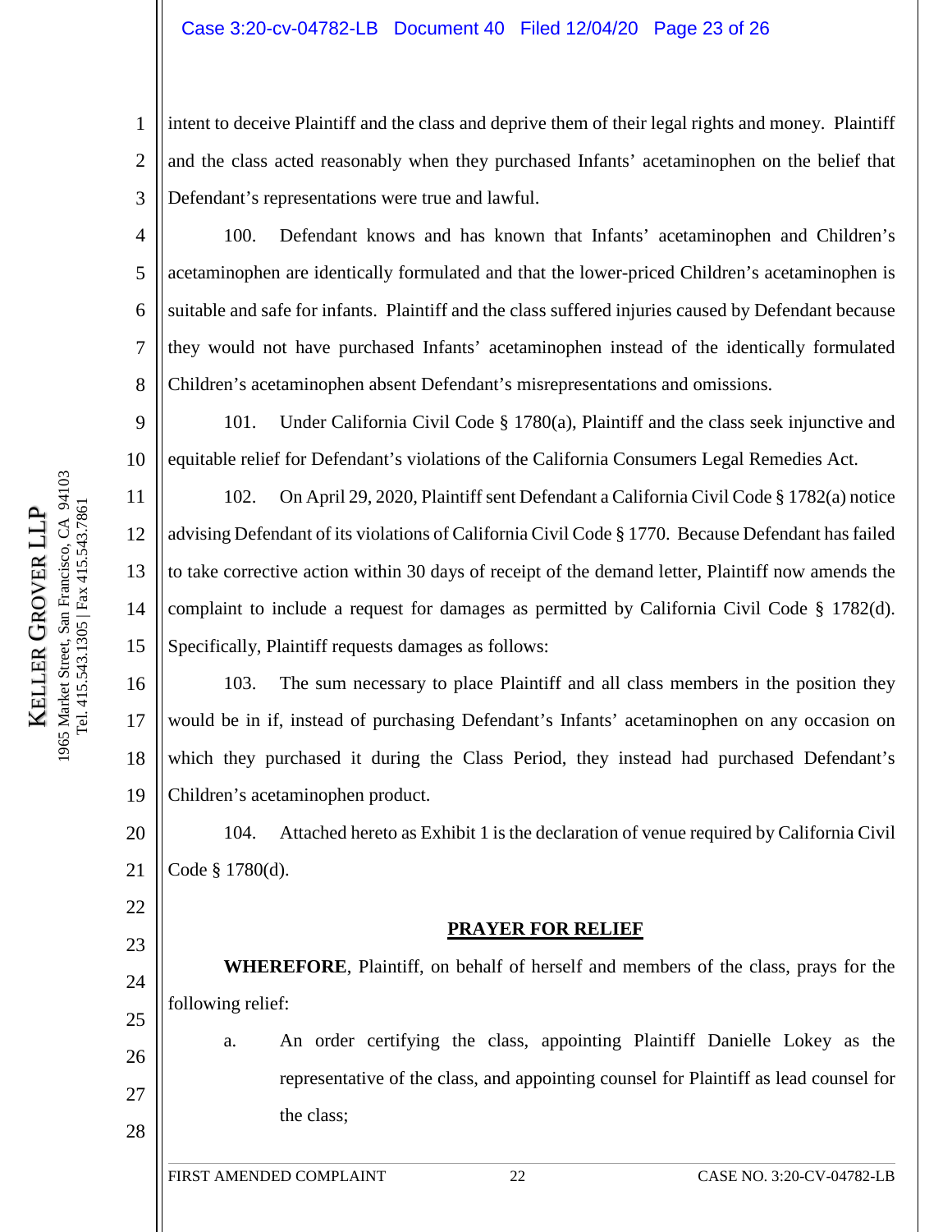intent to deceive Plaintiff and the class and deprive them of their legal rights and money. Plaintiff and the class acted reasonably when they purchased Infants' acetaminophen on the belief that Defendant's representations were true and lawful.

100. Defendant knows and has known that Infants' acetaminophen and Children's acetaminophen are identically formulated and that the lower-priced Children's acetaminophen is suitable and safe for infants. Plaintiff and the class suffered injuries caused by Defendant because they would not have purchased Infants' acetaminophen instead of the identically formulated Children's acetaminophen absent Defendant's misrepresentations and omissions.

101. Under California Civil Code § 1780(a), Plaintiff and the class seek injunctive and equitable relief for Defendant's violations of the California Consumers Legal Remedies Act.

102. On April 29, 2020, Plaintiff sent Defendant a California Civil Code § 1782(a) notice advising Defendant of its violations of California Civil Code § 1770. Because Defendant has failed to take corrective action within 30 days of receipt of the demand letter, Plaintiff now amends the complaint to include a request for damages as permitted by California Civil Code § 1782(d). Specifically, Plaintiff requests damages as follows:

103. The sum necessary to place Plaintiff and all class members in the position they would be in if, instead of purchasing Defendant's Infants' acetaminophen on any occasion on which they purchased it during the Class Period, they instead had purchased Defendant's Children's acetaminophen product.

104. Attached hereto as Exhibit 1 is the declaration of venue required by California Civil Code § 1780(d).

## PRAYER FOR RELIEF

**WHEREFORE**, Plaintiff, on behalf of herself and members of the class, prays for the following relief:

a. An order certifying the class, appointing Plaintiff Danielle Lokey as the representative of the class, and appointing counsel for Plaintiff as lead counsel for the class;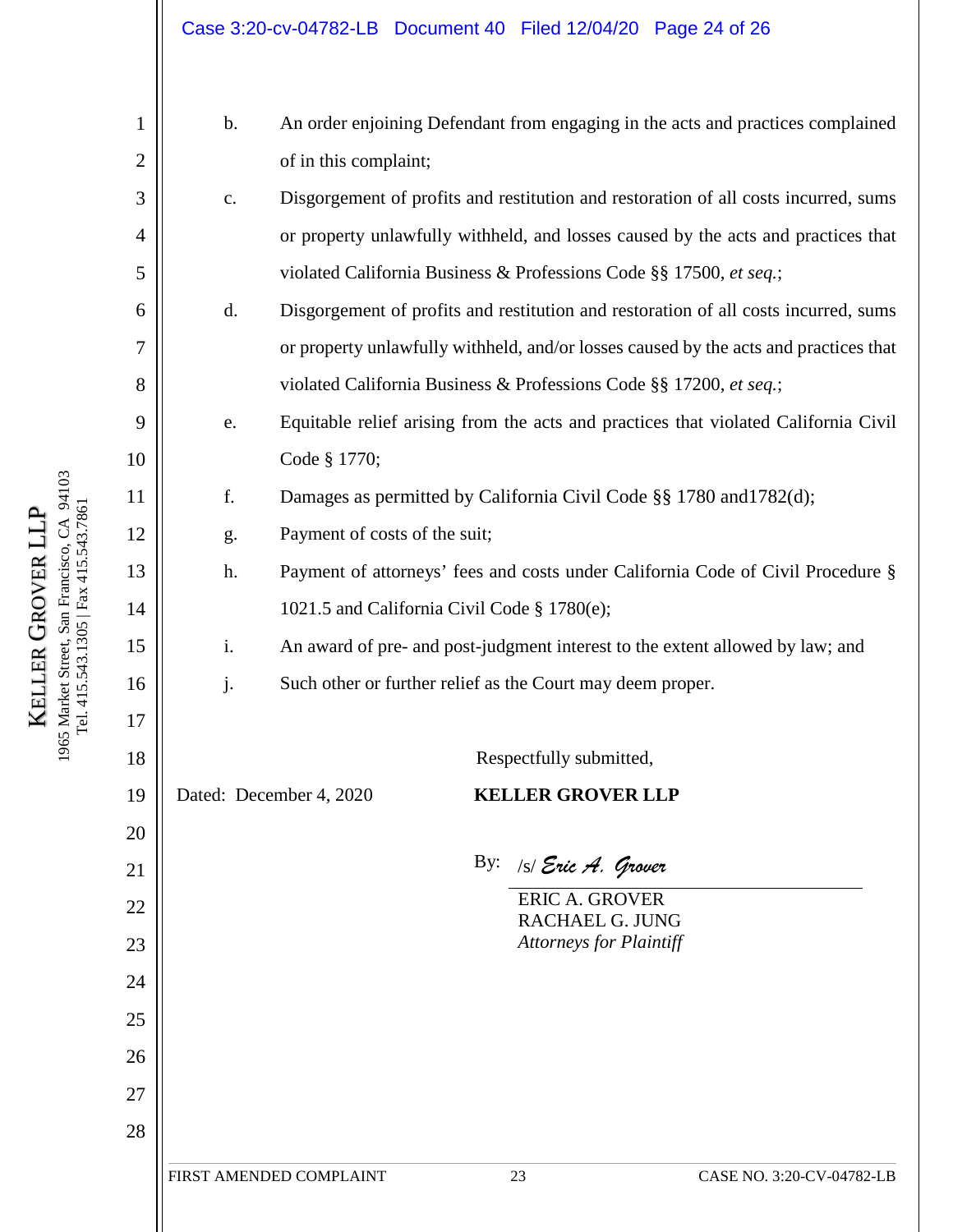b. An order enjoining Defendant from engaging in the acts and practices complained of in this complaint;

c. Disgorgement of profits and restitution and restoration of all costs incurred, sums or property unlawfully withheld, and losses caused by the acts and practices that violated California Business & Professions Code §§ 17500, *et seq.*;

d. Disgorgement of profits and restitution and restoration of all costs incurred, sums or property unlawfully withheld, and/or losses caused by the acts and practices that violated California Business & Professions Code §§ 17200, *et seq.*;

e. Equitable relief arising from the acts and practices that violated California Civil Code § 1770;

f. Damages as permitted by California Civil Code §§ 1780 and1782(d);

g. Payment of costs of the suit;

h. Payment of attorneys' fees and costs under California Code of Civil Procedure § 1021.5 and California Civil Code § 1780(e);

i. An award of pre- and post-judgment interest to the extent allowed by law; and

j. Such other or further relief as the Court may deem proper.

Respectfully submitted,

Dated: December 4, 2020

**KELLER GROVER LLP**

By: /s/ *Eric A. Grover*

ERIC A. GROVER
RACHAEL G. JUNG
*Attorneys for Plaintiff*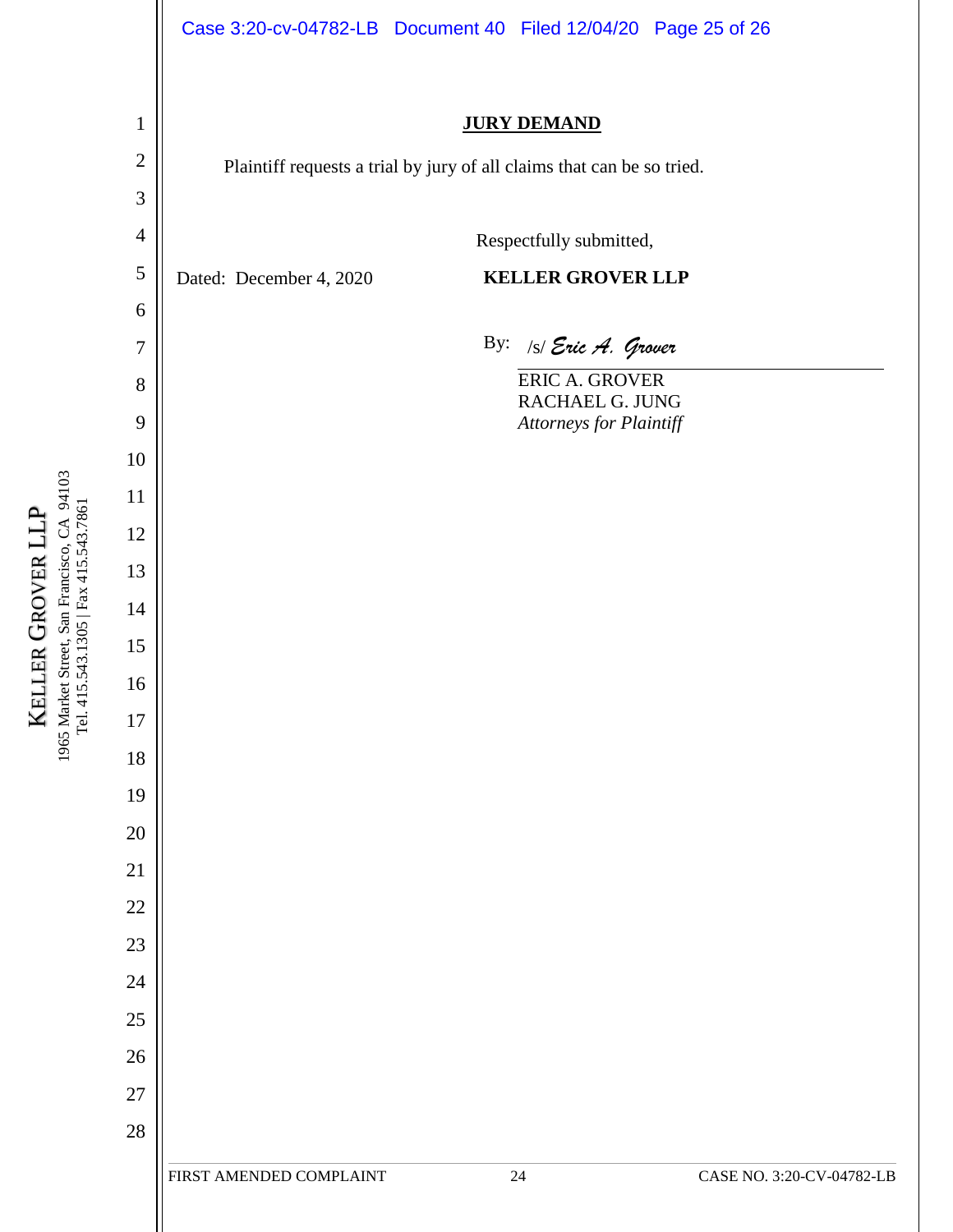## JURY DEMAND

Plaintiff requests a trial by jury of all claims that can be so tried.

Respectfully submitted,

Dated: December 4, 2020

**KELLER GROVER LLP**

By: /s/ *Eric A. Grover*

ERIC A. GROVER
RACHAEL G. JUNG
*Attorneys for Plaintiff*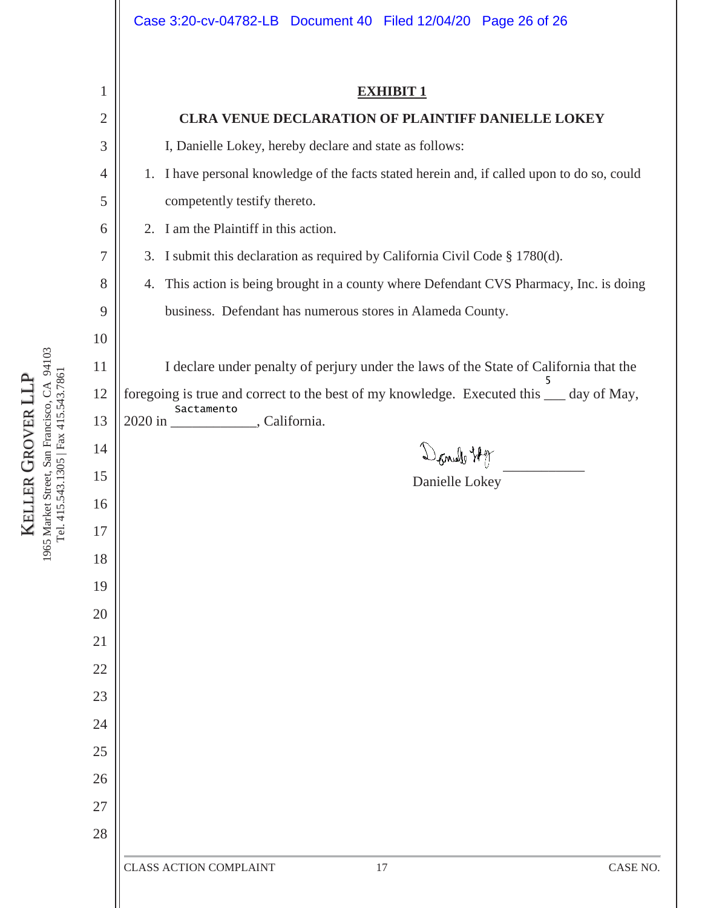## EXHIBIT 1

### CLRA VENUE DECLARATION OF PLAINTIFF DANIELLE LOKEY

I, Danielle Lokey, hereby declare and state as follows:

1. I have personal knowledge of the facts stated herein and, if called upon to do so, could competently testify thereto.
2. I am the Plaintiff in this action.
3. I submit this declaration as required by California Civil Code § 1780(d).
4. This action is being brought in a county where Defendant CVS Pharmacy, Inc. is doing business. Defendant has numerous stores in Alameda County.

I declare under penalty of perjury under the laws of the State of California that the foregoing is true and correct to the best of my knowledge. Executed this 5 day of May, 2020 in Sactamento, California.

Danielle Lokey